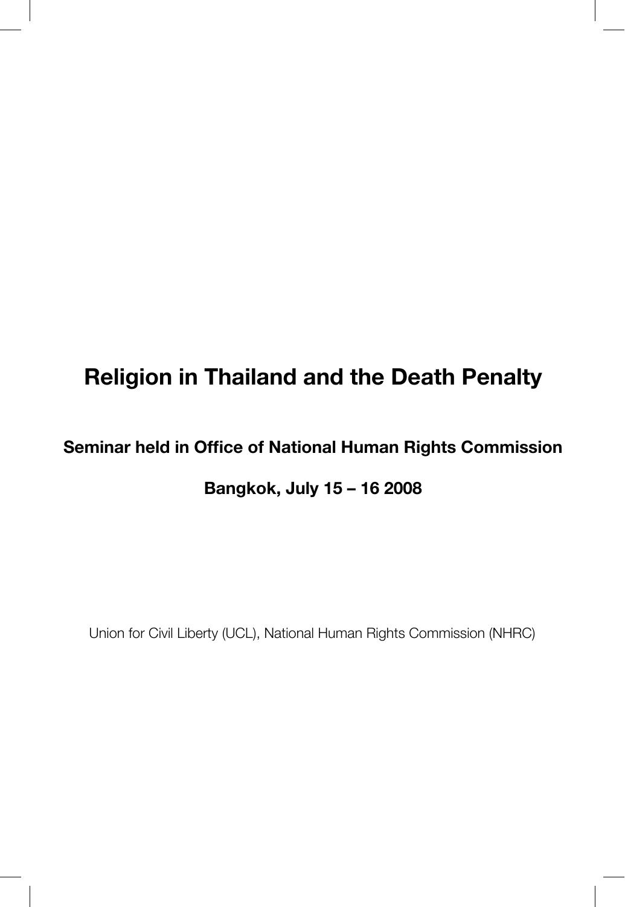# Religion in Thailand and the Death Penalty

## Seminar held in Office of National Human Rights Commission

## Bangkok, July 15 – 16 2008

Union for Civil Liberty (UCL), National Human Rights Commission (NHRC)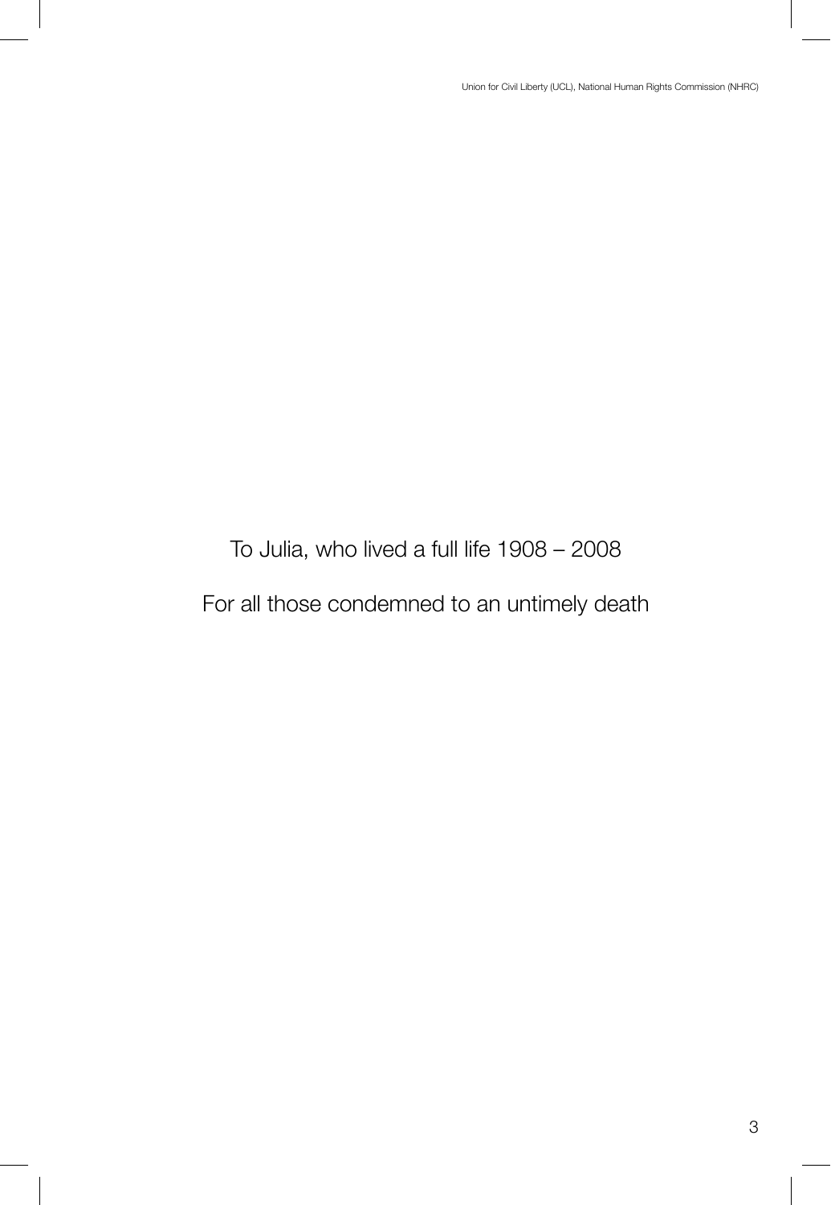To Julia, who lived a full life 1908 – 2008

For all those condemned to an untimely death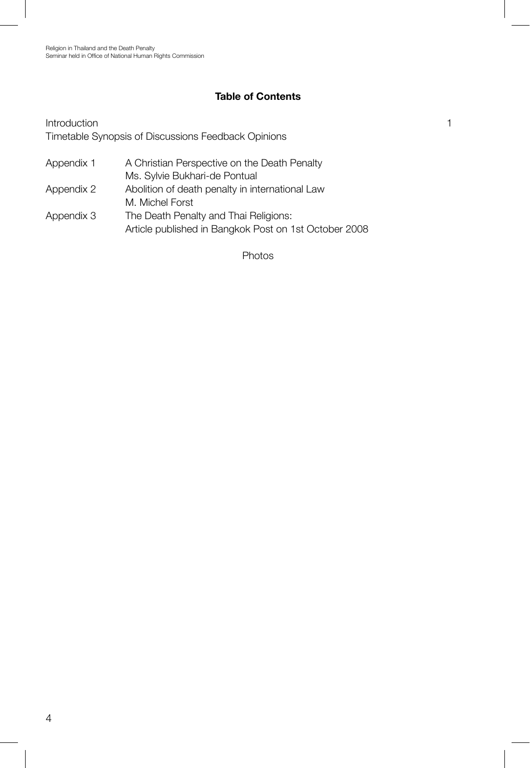## Table of Contents

| | | |
|---|---|---|
| Introduction | | 1 |
| Timetable Synopsis of Discussions Feedback Opinions | | |
| Appendix 1 | A Christian Perspective on the Death Penalty<br>Ms. Sylvie Bukhari-de Pontual | |
| Appendix 2 | Abolition of death penalty in international Law<br>M. Michel Forst | |
| Appendix 3 | The Death Penalty and Thai Religions:<br>Article published in Bangkok Post on 1st October 2008 | |

Photos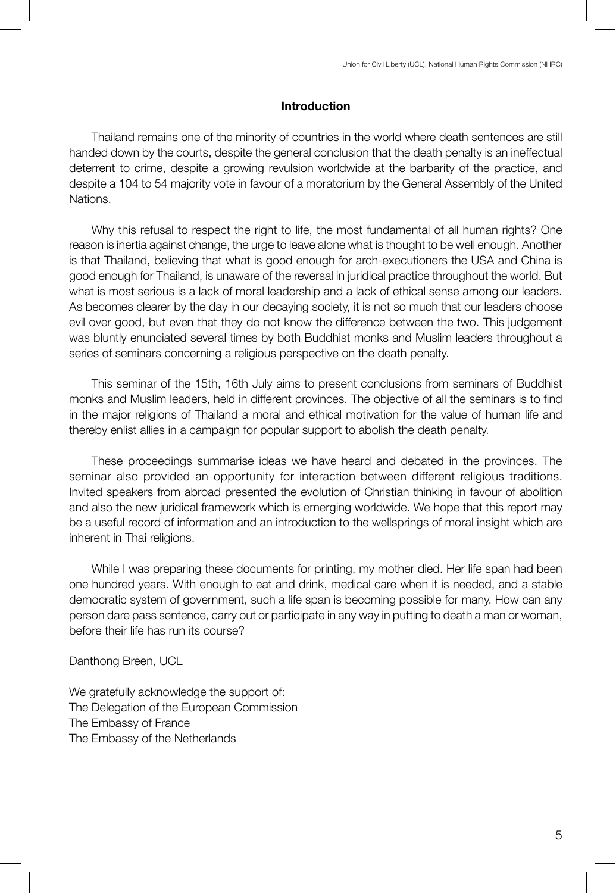## Introduction

Thailand remains one of the minority of countries in the world where death sentences are still handed down by the courts, despite the general conclusion that the death penalty is an ineffectual deterrent to crime, despite a growing revulsion worldwide at the barbarity of the practice, and despite a 104 to 54 majority vote in favour of a moratorium by the General Assembly of the United Nations.

Why this refusal to respect the right to life, the most fundamental of all human rights? One reason is inertia against change, the urge to leave alone what is thought to be well enough. Another is that Thailand, believing that what is good enough for arch-executioners the USA and China is good enough for Thailand, is unaware of the reversal in juridical practice throughout the world. But what is most serious is a lack of moral leadership and a lack of ethical sense among our leaders. As becomes clearer by the day in our decaying society, it is not so much that our leaders choose evil over good, but even that they do not know the difference between the two. This judgement was bluntly enunciated several times by both Buddhist monks and Muslim leaders throughout a series of seminars concerning a religious perspective on the death penalty.

This seminar of the 15th, 16th July aims to present conclusions from seminars of Buddhist monks and Muslim leaders, held in different provinces. The objective of all the seminars is to find in the major religions of Thailand a moral and ethical motivation for the value of human life and thereby enlist allies in a campaign for popular support to abolish the death penalty.

These proceedings summarise ideas we have heard and debated in the provinces. The seminar also provided an opportunity for interaction between different religious traditions. Invited speakers from abroad presented the evolution of Christian thinking in favour of abolition and also the new juridical framework which is emerging worldwide. We hope that this report may be a useful record of information and an introduction to the wellsprings of moral insight which are inherent in Thai religions.

While I was preparing these documents for printing, my mother died. Her life span had been one hundred years. With enough to eat and drink, medical care when it is needed, and a stable democratic system of government, such a life span is becoming possible for many. How can any person dare pass sentence, carry out or participate in any way in putting to death a man or woman, before their life has run its course?

Danthong Breen, UCL

We gratefully acknowledge the support of:
The Delegation of the European Commission
The Embassy of France
The Embassy of the Netherlands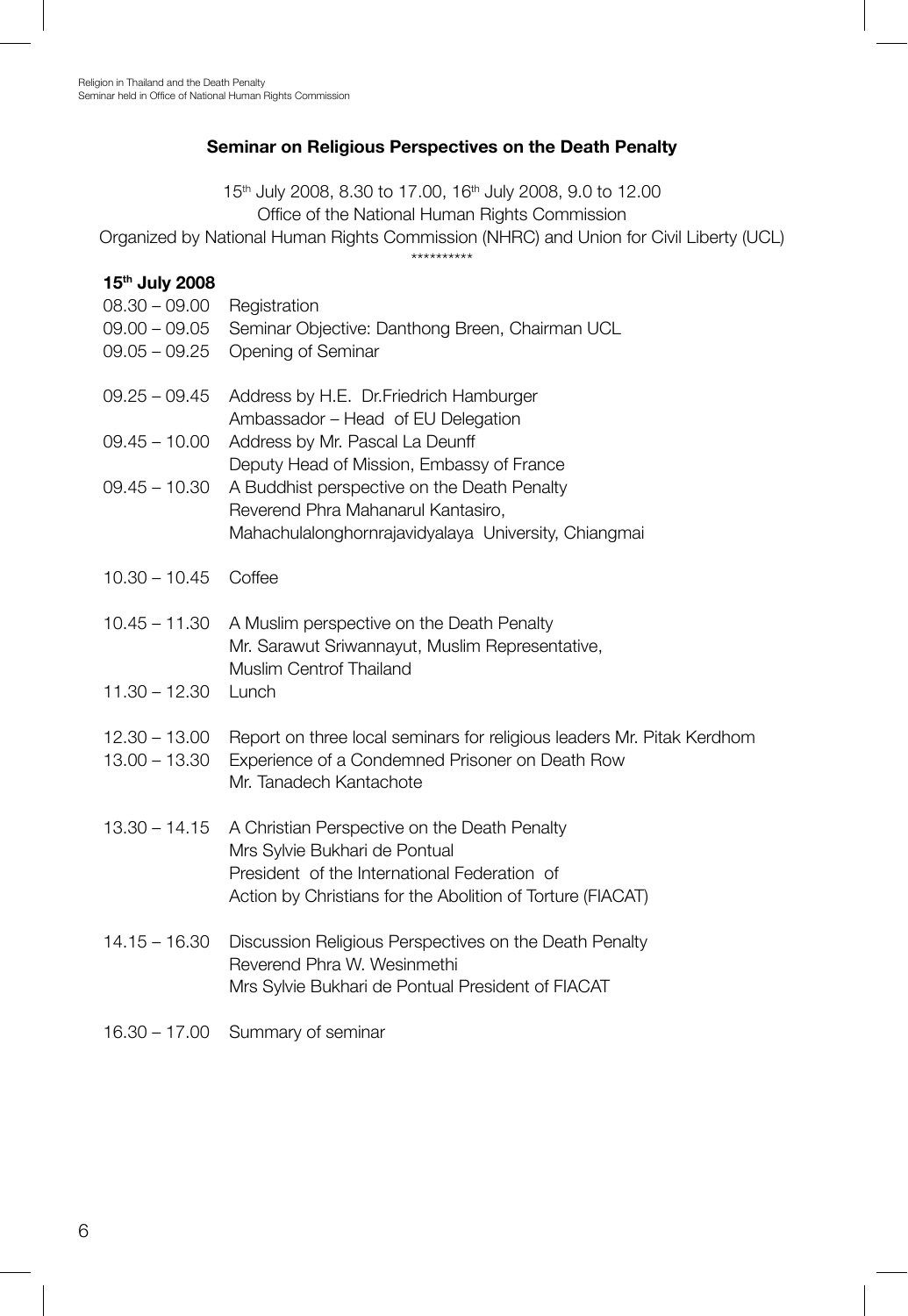## Seminar on Religious Perspectives on the Death Penalty

15th July 2008, 8.30 to 17.00, 16th July 2008, 9.0 to 12.00
Office of the National Human Rights Commission
Organized by National Human Rights Commission (NHRC) and Union for Civil Liberty (UCL)

**********

**15th July 2008**

| | |
|---|---|
| 08.30 – 09.00 | Registration |
| 09.00 – 09.05 | Seminar Objective: Danthong Breen, Chairman UCL |
| 09.05 – 09.25 | Opening of Seminar |
| 09.25 – 09.45 | Address by H.E. Dr.Friedrich Hamburger<br>Ambassador – Head of EU Delegation |
| 09.45 – 10.00 | Address by Mr. Pascal La Deunff<br>Deputy Head of Mission, Embassy of France |
| 09.45 – 10.30 | A Buddhist perspective on the Death Penalty<br>Reverend Phra Mahanarul Kantasiro,<br>Mahachulalonghornrajavidyalaya University, Chiangmai |
| 10.30 – 10.45 | Coffee |
| 10.45 – 11.30 | A Muslim perspective on the Death Penalty<br>Mr. Sarawut Sriwannayut, Muslim Representative,<br>Muslim Centrof Thailand |
| 11.30 – 12.30 | Lunch |
| 12.30 – 13.00 | Report on three local seminars for religious leaders Mr. Pitak Kerdhom |
| 13.00 – 13.30 | Experience of a Condemned Prisoner on Death Row<br>Mr. Tanadech Kantachote |
| 13.30 – 14.15 | A Christian Perspective on the Death Penalty<br>Mrs Sylvie Bukhari de Pontual<br>President of the International Federation of<br>Action by Christians for the Abolition of Torture (FIACAT) |
| 14.15 – 16.30 | Discussion Religious Perspectives on the Death Penalty<br>Reverend Phra W. Wesinmethi<br>Mrs Sylvie Bukhari de Pontual President of FIACAT |
| 16.30 – 17.00 | Summary of seminar |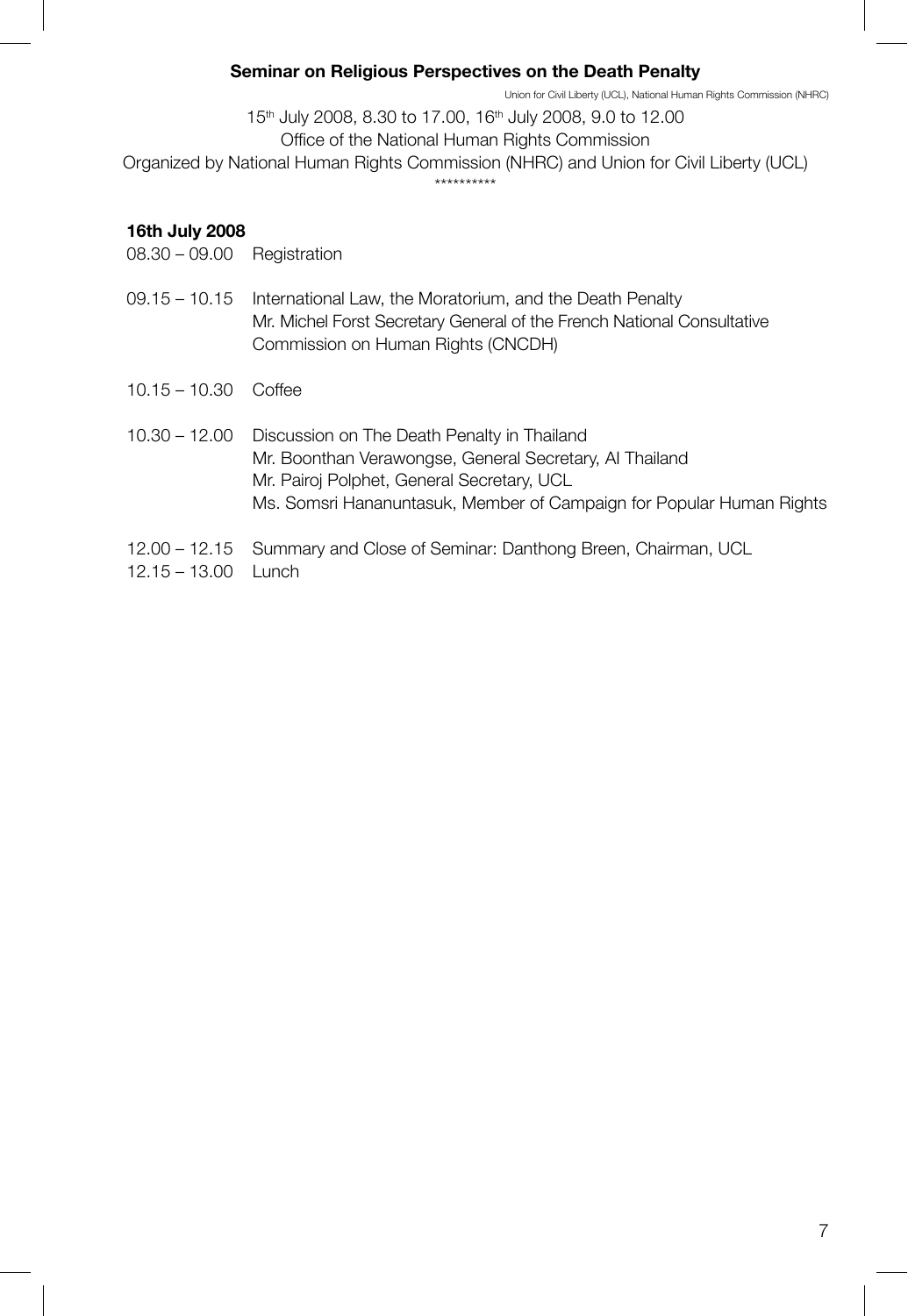**Seminar on Religious Perspectives on the Death Penalty**

15th July 2008, 8.30 to 17.00, 16th July 2008, 9.0 to 12.00

Office of the National Human Rights Commission

Organized by National Human Rights Commission (NHRC) and Union for Civil Liberty (UCL)

\*\*\*\*\*\*\*\*\*\*

**16th July 2008**

08.30 – 09.00 Registration

09.15 – 10.15 International Law, the Moratorium, and the Death Penalty
Mr. Michel Forst Secretary General of the French National Consultative Commission on Human Rights (CNCDH)

10.15 – 10.30 Coffee

10.30 – 12.00 Discussion on The Death Penalty in Thailand
Mr. Boonthan Verawongse, General Secretary, AI Thailand
Mr. Pairoj Polphet, General Secretary, UCL
Ms. Somsri Hananuntasuk, Member of Campaign for Popular Human Rights

12.00 – 12.15 Summary and Close of Seminar: Danthong Breen, Chairman, UCL

12.15 – 13.00 Lunch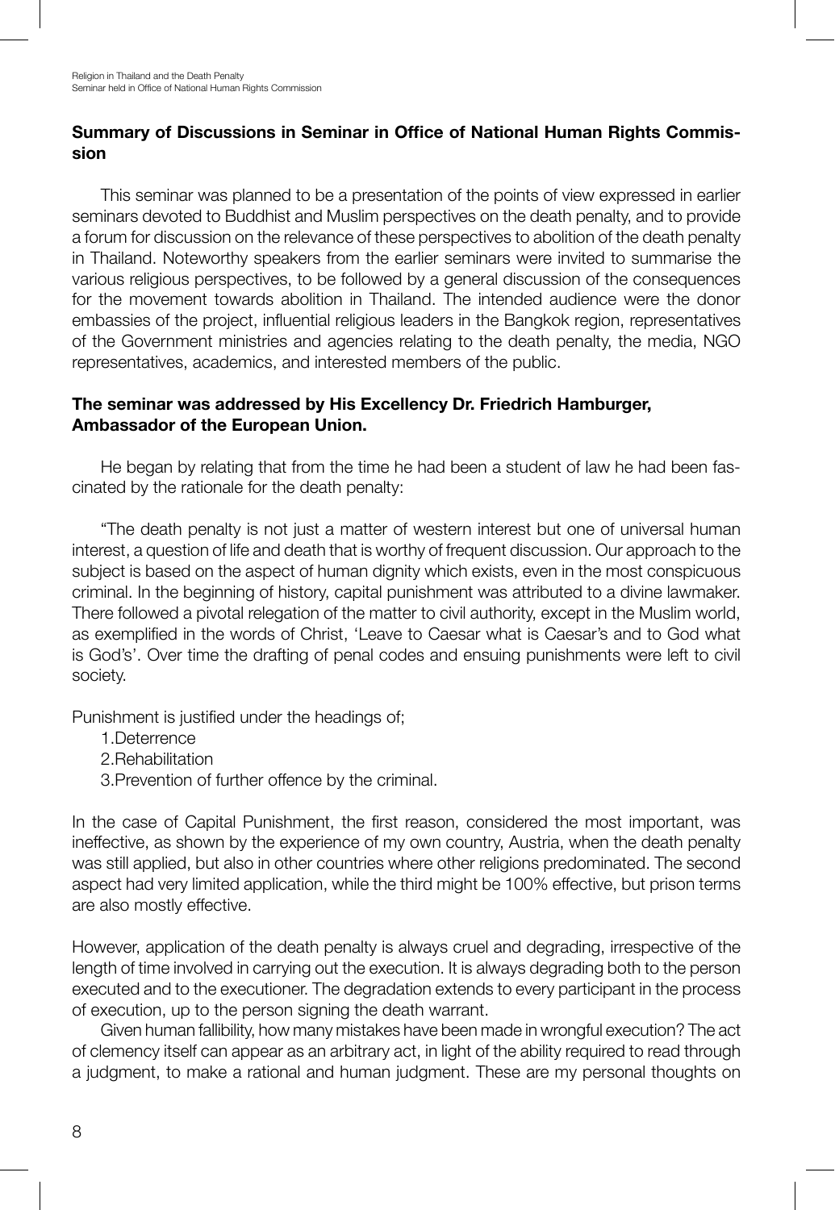**Summary of Discussions in Seminar in Office of National Human Rights Commission**

This seminar was planned to be a presentation of the points of view expressed in earlier seminars devoted to Buddhist and Muslim perspectives on the death penalty, and to provide a forum for discussion on the relevance of these perspectives to abolition of the death penalty in Thailand. Noteworthy speakers from the earlier seminars were invited to summarise the various religious perspectives, to be followed by a general discussion of the consequences for the movement towards abolition in Thailand. The intended audience were the donor embassies of the project, influential religious leaders in the Bangkok region, representatives of the Government ministries and agencies relating to the death penalty, the media, NGO representatives, academics, and interested members of the public.

**The seminar was addressed by His Excellency Dr. Friedrich Hamburger, Ambassador of the European Union.**

He began by relating that from the time he had been a student of law he had been fascinated by the rationale for the death penalty:

"The death penalty is not just a matter of western interest but one of universal human interest, a question of life and death that is worthy of frequent discussion. Our approach to the subject is based on the aspect of human dignity which exists, even in the most conspicuous criminal. In the beginning of history, capital punishment was attributed to a divine lawmaker. There followed a pivotal relegation of the matter to civil authority, except in the Muslim world, as exemplified in the words of Christ, 'Leave to Caesar what is Caesar's and to God what is God's'. Over time the drafting of penal codes and ensuing punishments were left to civil society.

Punishment is justified under the headings of;

1. Deterrence
2. Rehabilitation
3. Prevention of further offence by the criminal.

In the case of Capital Punishment, the first reason, considered the most important, was ineffective, as shown by the experience of my own country, Austria, when the death penalty was still applied, but also in other countries where other religions predominated. The second aspect had very limited application, while the third might be 100% effective, but prison terms are also mostly effective.

However, application of the death penalty is always cruel and degrading, irrespective of the length of time involved in carrying out the execution. It is always degrading both to the person executed and to the executioner. The degradation extends to every participant in the process of execution, up to the person signing the death warrant.

Given human fallibility, how many mistakes have been made in wrongful execution? The act of clemency itself can appear as an arbitrary act, in light of the ability required to read through a judgment, to make a rational and human judgment. These are my personal thoughts on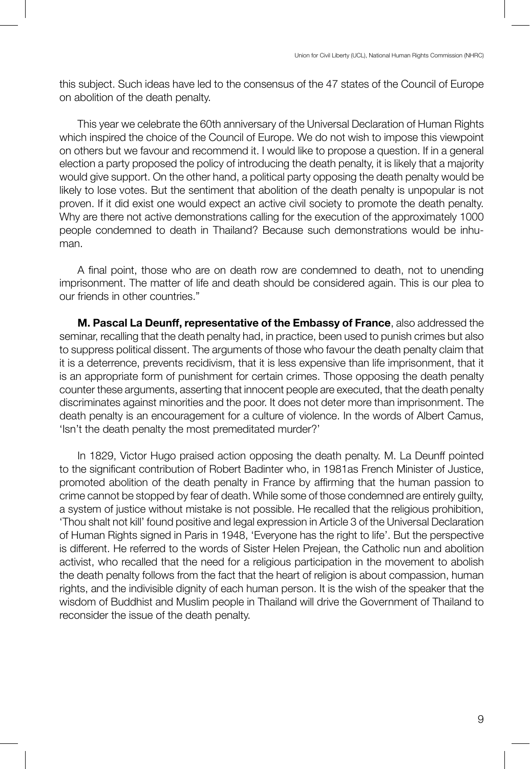this subject. Such ideas have led to the consensus of the 47 states of the Council of Europe on abolition of the death penalty.

This year we celebrate the 60th anniversary of the Universal Declaration of Human Rights which inspired the choice of the Council of Europe. We do not wish to impose this viewpoint on others but we favour and recommend it. I would like to propose a question. If in a general election a party proposed the policy of introducing the death penalty, it is likely that a majority would give support. On the other hand, a political party opposing the death penalty would be likely to lose votes. But the sentiment that abolition of the death penalty is unpopular is not proven. If it did exist one would expect an active civil society to promote the death penalty. Why are there not active demonstrations calling for the execution of the approximately 1000 people condemned to death in Thailand? Because such demonstrations would be inhuman.

A final point, those who are on death row are condemned to death, not to unending imprisonment. The matter of life and death should be considered again. This is our plea to our friends in other countries."

**M. Pascal La Deunff, representative of the Embassy of France**, also addressed the seminar, recalling that the death penalty had, in practice, been used to punish crimes but also to suppress political dissent. The arguments of those who favour the death penalty claim that it is a deterrence, prevents recidivism, that it is less expensive than life imprisonment, that it is an appropriate form of punishment for certain crimes. Those opposing the death penalty counter these arguments, asserting that innocent people are executed, that the death penalty discriminates against minorities and the poor. It does not deter more than imprisonment. The death penalty is an encouragement for a culture of violence. In the words of Albert Camus, 'Isn't the death penalty the most premeditated murder?'

In 1829, Victor Hugo praised action opposing the death penalty. M. La Deunff pointed to the significant contribution of Robert Badinter who, in 1981as French Minister of Justice, promoted abolition of the death penalty in France by affirming that the human passion to crime cannot be stopped by fear of death. While some of those condemned are entirely guilty, a system of justice without mistake is not possible. He recalled that the religious prohibition, 'Thou shalt not kill' found positive and legal expression in Article 3 of the Universal Declaration of Human Rights signed in Paris in 1948, 'Everyone has the right to life'. But the perspective is different. He referred to the words of Sister Helen Prejean, the Catholic nun and abolition activist, who recalled that the need for a religious participation in the movement to abolish the death penalty follows from the fact that the heart of religion is about compassion, human rights, and the indivisible dignity of each human person. It is the wish of the speaker that the wisdom of Buddhist and Muslim people in Thailand will drive the Government of Thailand to reconsider the issue of the death penalty.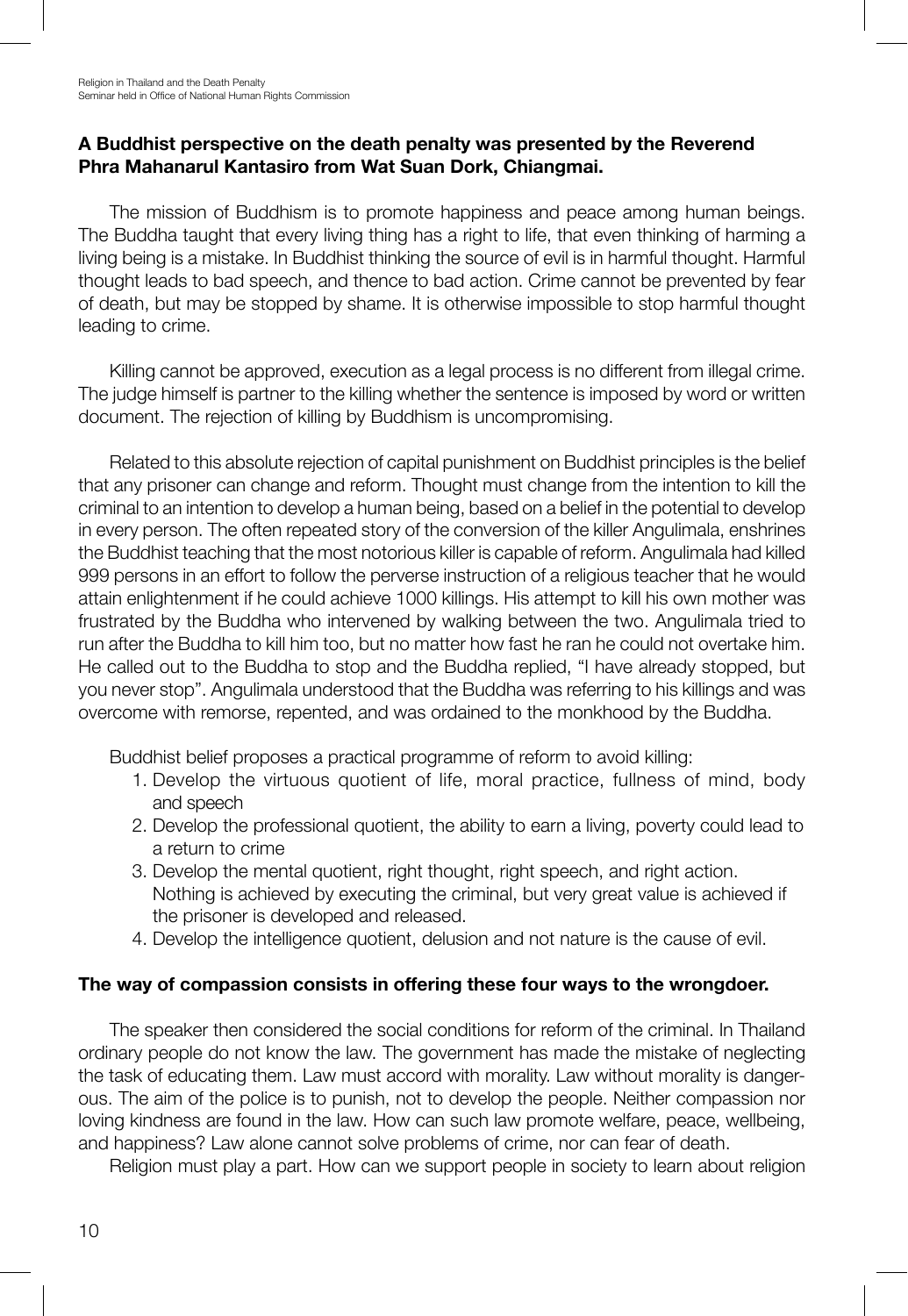**A Buddhist perspective on the death penalty was presented by the Reverend Phra Mahanarul Kantasiro from Wat Suan Dork, Chiangmai.**

The mission of Buddhism is to promote happiness and peace among human beings. The Buddha taught that every living thing has a right to life, that even thinking of harming a living being is a mistake. In Buddhist thinking the source of evil is in harmful thought. Harmful thought leads to bad speech, and thence to bad action. Crime cannot be prevented by fear of death, but may be stopped by shame. It is otherwise impossible to stop harmful thought leading to crime.

Killing cannot be approved, execution as a legal process is no different from illegal crime. The judge himself is partner to the killing whether the sentence is imposed by word or written document. The rejection of killing by Buddhism is uncompromising.

Related to this absolute rejection of capital punishment on Buddhist principles is the belief that any prisoner can change and reform. Thought must change from the intention to kill the criminal to an intention to develop a human being, based on a belief in the potential to develop in every person. The often repeated story of the conversion of the killer Angulimala, enshrines the Buddhist teaching that the most notorious killer is capable of reform. Angulimala had killed 999 persons in an effort to follow the perverse instruction of a religious teacher that he would attain enlightenment if he could achieve 1000 killings. His attempt to kill his own mother was frustrated by the Buddha who intervened by walking between the two. Angulimala tried to run after the Buddha to kill him too, but no matter how fast he ran he could not overtake him. He called out to the Buddha to stop and the Buddha replied, "I have already stopped, but you never stop". Angulimala understood that the Buddha was referring to his killings and was overcome with remorse, repented, and was ordained to the monkhood by the Buddha.

Buddhist belief proposes a practical programme of reform to avoid killing:

1. Develop the virtuous quotient of life, moral practice, fullness of mind, body and speech
2. Develop the professional quotient, the ability to earn a living, poverty could lead to a return to crime
3. Develop the mental quotient, right thought, right speech, and right action. Nothing is achieved by executing the criminal, but very great value is achieved if the prisoner is developed and released.
4. Develop the intelligence quotient, delusion and not nature is the cause of evil.

**The way of compassion consists in offering these four ways to the wrongdoer.**

The speaker then considered the social conditions for reform of the criminal. In Thailand ordinary people do not know the law. The government has made the mistake of neglecting the task of educating them. Law must accord with morality. Law without morality is dangerous. The aim of the police is to punish, not to develop the people. Neither compassion nor loving kindness are found in the law. How can such law promote welfare, peace, wellbeing, and happiness? Law alone cannot solve problems of crime, nor can fear of death.

Religion must play a part. How can we support people in society to learn about religion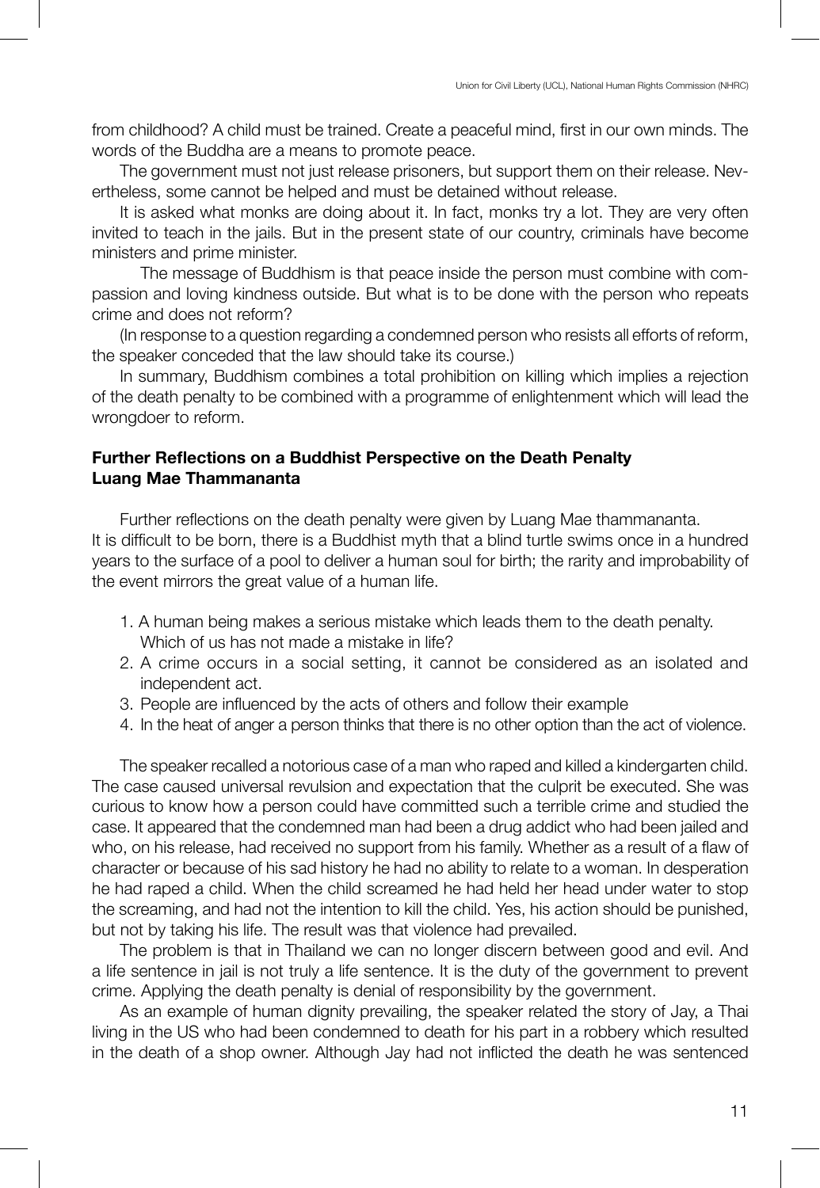from childhood? A child must be trained. Create a peaceful mind, first in our own minds. The words of the Buddha are a means to promote peace.

The government must not just release prisoners, but support them on their release. Nevertheless, some cannot be helped and must be detained without release.

It is asked what monks are doing about it. In fact, monks try a lot. They are very often invited to teach in the jails. But in the present state of our country, criminals have become ministers and prime minister.

The message of Buddhism is that peace inside the person must combine with compassion and loving kindness outside. But what is to be done with the person who repeats crime and does not reform?

(In response to a question regarding a condemned person who resists all efforts of reform, the speaker conceded that the law should take its course.)

In summary, Buddhism combines a total prohibition on killing which implies a rejection of the death penalty to be combined with a programme of enlightenment which will lead the wrongdoer to reform.

**Further Reflections on a Buddhist Perspective on the Death Penalty**
**Luang Mae Thammananta**

Further reflections on the death penalty were given by Luang Mae thammananta.
It is difficult to be born, there is a Buddhist myth that a blind turtle swims once in a hundred years to the surface of a pool to deliver a human soul for birth; the rarity and improbability of the event mirrors the great value of a human life.

1. A human being makes a serious mistake which leads them to the death penalty. Which of us has not made a mistake in life?
2. A crime occurs in a social setting, it cannot be considered as an isolated and independent act.
3. People are influenced by the acts of others and follow their example
4. In the heat of anger a person thinks that there is no other option than the act of violence.

The speaker recalled a notorious case of a man who raped and killed a kindergarten child. The case caused universal revulsion and expectation that the culprit be executed. She was curious to know how a person could have committed such a terrible crime and studied the case. It appeared that the condemned man had been a drug addict who had been jailed and who, on his release, had received no support from his family. Whether as a result of a flaw of character or because of his sad history he had no ability to relate to a woman. In desperation he had raped a child. When the child screamed he had held her head under water to stop the screaming, and had not the intention to kill the child. Yes, his action should be punished, but not by taking his life. The result was that violence had prevailed.

The problem is that in Thailand we can no longer discern between good and evil. And a life sentence in jail is not truly a life sentence. It is the duty of the government to prevent crime. Applying the death penalty is denial of responsibility by the government.

As an example of human dignity prevailing, the speaker related the story of Jay, a Thai living in the US who had been condemned to death for his part in a robbery which resulted in the death of a shop owner. Although Jay had not inflicted the death he was sentenced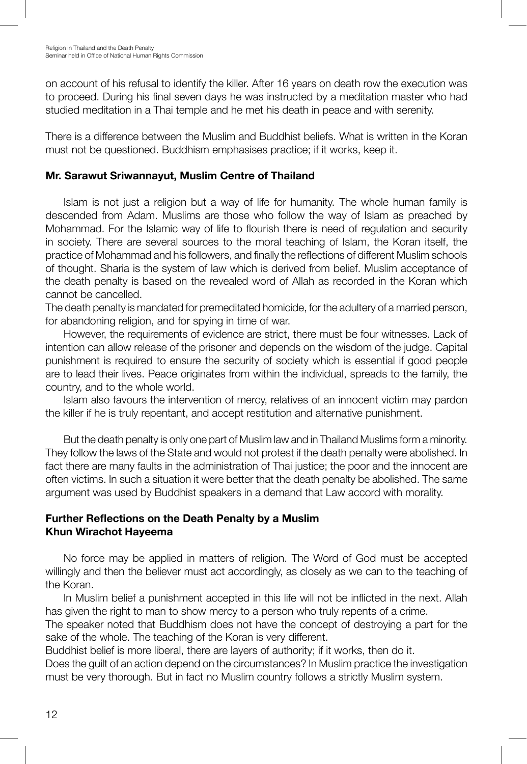on account of his refusal to identify the killer. After 16 years on death row the execution was to proceed. During his final seven days he was instructed by a meditation master who had studied meditation in a Thai temple and he met his death in peace and with serenity.

There is a difference between the Muslim and Buddhist beliefs. What is written in the Koran must not be questioned. Buddhism emphasises practice; if it works, keep it.

### Mr. Sarawut Sriwannayut, Muslim Centre of Thailand

Islam is not just a religion but a way of life for humanity. The whole human family is descended from Adam. Muslims are those who follow the way of Islam as preached by Mohammad. For the Islamic way of life to flourish there is need of regulation and security in society. There are several sources to the moral teaching of Islam, the Koran itself, the practice of Mohammad and his followers, and finally the reflections of different Muslim schools of thought. Sharia is the system of law which is derived from belief. Muslim acceptance of the death penalty is based on the revealed word of Allah as recorded in the Koran which cannot be cancelled.

The death penalty is mandated for premeditated homicide, for the adultery of a married person, for abandoning religion, and for spying in time of war.

However, the requirements of evidence are strict, there must be four witnesses. Lack of intention can allow release of the prisoner and depends on the wisdom of the judge. Capital punishment is required to ensure the security of society which is essential if good people are to lead their lives. Peace originates from within the individual, spreads to the family, the country, and to the whole world.

Islam also favours the intervention of mercy, relatives of an innocent victim may pardon the killer if he is truly repentant, and accept restitution and alternative punishment.

But the death penalty is only one part of Muslim law and in Thailand Muslims form a minority. They follow the laws of the State and would not protest if the death penalty were abolished. In fact there are many faults in the administration of Thai justice; the poor and the innocent are often victims. In such a situation it were better that the death penalty be abolished. The same argument was used by Buddhist speakers in a demand that Law accord with morality.

### Further Reflections on the Death Penalty by a Muslim
### Khun Wirachot Hayeema

No force may be applied in matters of religion. The Word of God must be accepted willingly and then the believer must act accordingly, as closely as we can to the teaching of the Koran.

In Muslim belief a punishment accepted in this life will not be inflicted in the next. Allah has given the right to man to show mercy to a person who truly repents of a crime.

The speaker noted that Buddhism does not have the concept of destroying a part for the sake of the whole. The teaching of the Koran is very different.

Buddhist belief is more liberal, there are layers of authority; if it works, then do it.

Does the guilt of an action depend on the circumstances? In Muslim practice the investigation must be very thorough. But in fact no Muslim country follows a strictly Muslim system.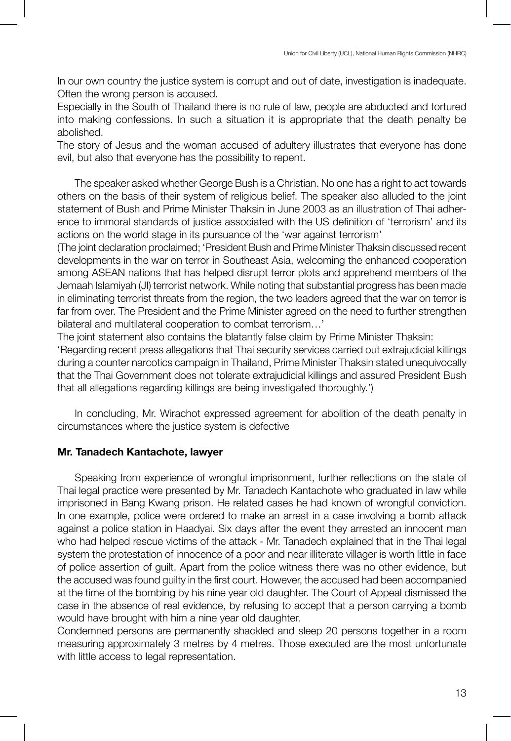In our own country the justice system is corrupt and out of date, investigation is inadequate. Often the wrong person is accused.

Especially in the South of Thailand there is no rule of law, people are abducted and tortured into making confessions. In such a situation it is appropriate that the death penalty be abolished.

The story of Jesus and the woman accused of adultery illustrates that everyone has done evil, but also that everyone has the possibility to repent.

The speaker asked whether George Bush is a Christian. No one has a right to act towards others on the basis of their system of religious belief. The speaker also alluded to the joint statement of Bush and Prime Minister Thaksin in June 2003 as an illustration of Thai adherence to immoral standards of justice associated with the US definition of 'terrorism' and its actions on the world stage in its pursuance of the 'war against terrorism'

(The joint declaration proclaimed; 'President Bush and Prime Minister Thaksin discussed recent developments in the war on terror in Southeast Asia, welcoming the enhanced cooperation among ASEAN nations that has helped disrupt terror plots and apprehend members of the Jemaah Islamiyah (JI) terrorist network. While noting that substantial progress has been made in eliminating terrorist threats from the region, the two leaders agreed that the war on terror is far from over. The President and the Prime Minister agreed on the need to further strengthen bilateral and multilateral cooperation to combat terrorism…'

The joint statement also contains the blatantly false claim by Prime Minister Thaksin:

'Regarding recent press allegations that Thai security services carried out extrajudicial killings during a counter narcotics campaign in Thailand, Prime Minister Thaksin stated unequivocally that the Thai Government does not tolerate extrajudicial killings and assured President Bush that all allegations regarding killings are being investigated thoroughly.')

In concluding, Mr. Wirachot expressed agreement for abolition of the death penalty in circumstances where the justice system is defective

**Mr. Tanadech Kantachote, lawyer**

Speaking from experience of wrongful imprisonment, further reflections on the state of Thai legal practice were presented by Mr. Tanadech Kantachote who graduated in law while imprisoned in Bang Kwang prison. He related cases he had known of wrongful conviction. In one example, police were ordered to make an arrest in a case involving a bomb attack against a police station in Haadyai. Six days after the event they arrested an innocent man who had helped rescue victims of the attack - Mr. Tanadech explained that in the Thai legal system the protestation of innocence of a poor and near illiterate villager is worth little in face of police assertion of guilt. Apart from the police witness there was no other evidence, but the accused was found guilty in the first court. However, the accused had been accompanied at the time of the bombing by his nine year old daughter. The Court of Appeal dismissed the case in the absence of real evidence, by refusing to accept that a person carrying a bomb would have brought with him a nine year old daughter.

Condemned persons are permanently shackled and sleep 20 persons together in a room measuring approximately 3 metres by 4 metres. Those executed are the most unfortunate with little access to legal representation.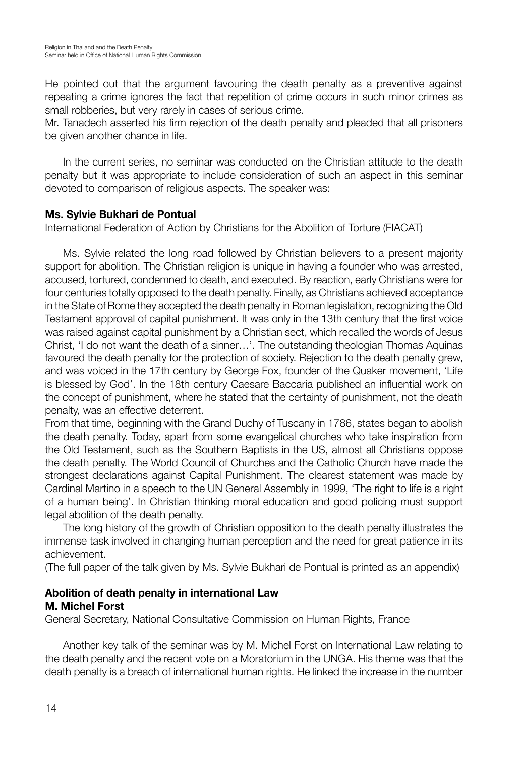He pointed out that the argument favouring the death penalty as a preventive against repeating a crime ignores the fact that repetition of crime occurs in such minor crimes as small robberies, but very rarely in cases of serious crime.
Mr. Tanadech asserted his firm rejection of the death penalty and pleaded that all prisoners be given another chance in life.

In the current series, no seminar was conducted on the Christian attitude to the death penalty but it was appropriate to include consideration of such an aspect in this seminar devoted to comparison of religious aspects. The speaker was:

**Ms. Sylvie Bukhari de Pontual**
International Federation of Action by Christians for the Abolition of Torture (FIACAT)

Ms. Sylvie related the long road followed by Christian believers to a present majority support for abolition. The Christian religion is unique in having a founder who was arrested, accused, tortured, condemned to death, and executed. By reaction, early Christians were for four centuries totally opposed to the death penalty. Finally, as Christians achieved acceptance in the State of Rome they accepted the death penalty in Roman legislation, recognizing the Old Testament approval of capital punishment. It was only in the 13th century that the first voice was raised against capital punishment by a Christian sect, which recalled the words of Jesus Christ, 'I do not want the death of a sinner…'. The outstanding theologian Thomas Aquinas favoured the death penalty for the protection of society. Rejection to the death penalty grew, and was voiced in the 17th century by George Fox, founder of the Quaker movement, 'Life is blessed by God'. In the 18th century Caesare Baccaria published an influential work on the concept of punishment, where he stated that the certainty of punishment, not the death penalty, was an effective deterrent.
From that time, beginning with the Grand Duchy of Tuscany in 1786, states began to abolish the death penalty. Today, apart from some evangelical churches who take inspiration from the Old Testament, such as the Southern Baptists in the US, almost all Christians oppose the death penalty. The World Council of Churches and the Catholic Church have made the strongest declarations against Capital Punishment. The clearest statement was made by Cardinal Martino in a speech to the UN General Assembly in 1999, 'The right to life is a right of a human being'. In Christian thinking moral education and good policing must support legal abolition of the death penalty.
The long history of the growth of Christian opposition to the death penalty illustrates the immense task involved in changing human perception and the need for great patience in its achievement.
(The full paper of the talk given by Ms. Sylvie Bukhari de Pontual is printed as an appendix)

**Abolition of death penalty in international Law**
**M. Michel Forst**
General Secretary, National Consultative Commission on Human Rights, France

Another key talk of the seminar was by M. Michel Forst on International Law relating to the death penalty and the recent vote on a Moratorium in the UNGA. His theme was that the death penalty is a breach of international human rights. He linked the increase in the number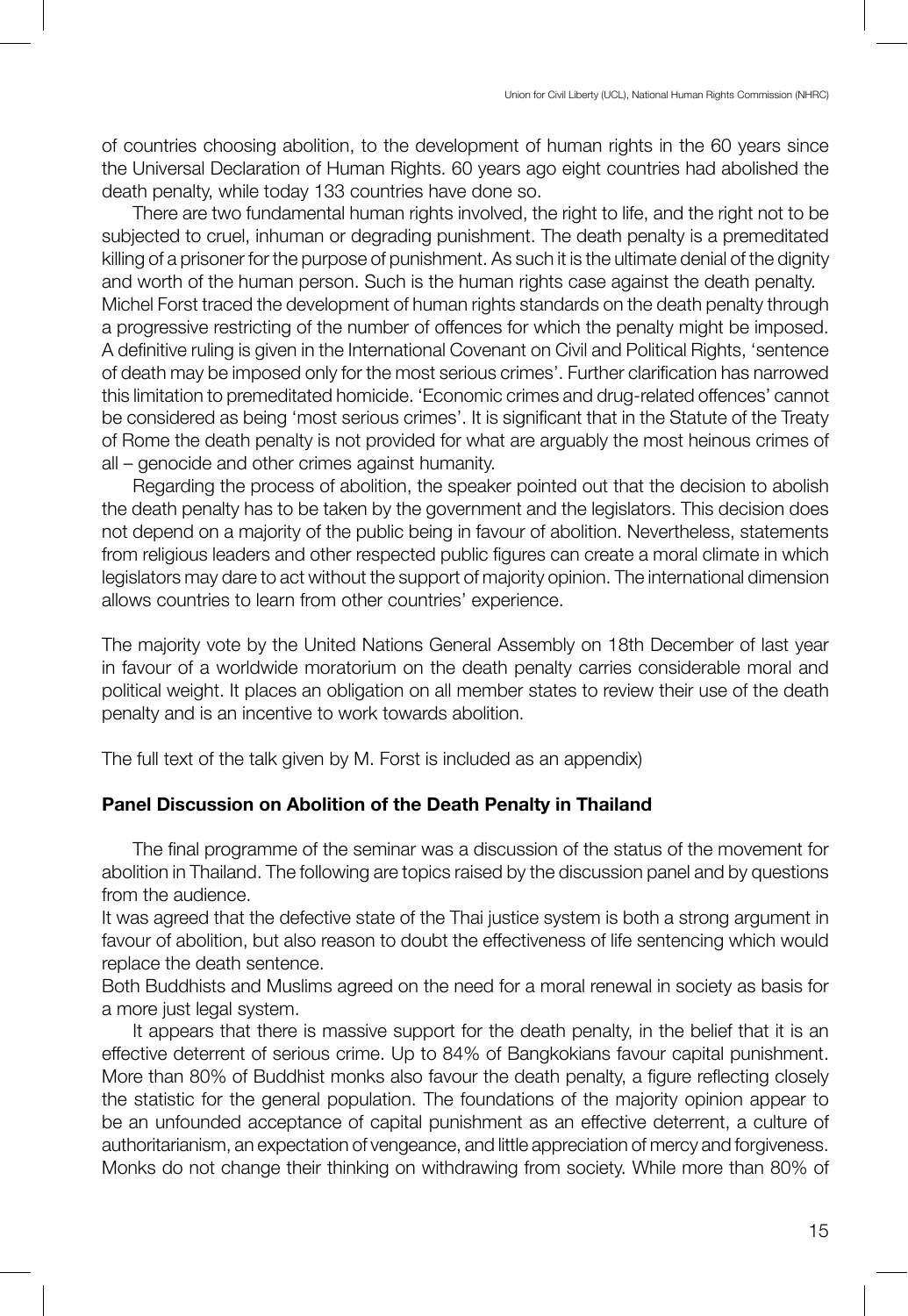of countries choosing abolition, to the development of human rights in the 60 years since the Universal Declaration of Human Rights. 60 years ago eight countries had abolished the death penalty, while today 133 countries have done so.

There are two fundamental human rights involved, the right to life, and the right not to be subjected to cruel, inhuman or degrading punishment. The death penalty is a premeditated killing of a prisoner for the purpose of punishment. As such it is the ultimate denial of the dignity and worth of the human person. Such is the human rights case against the death penalty.

Michel Forst traced the development of human rights standards on the death penalty through a progressive restricting of the number of offences for which the penalty might be imposed. A definitive ruling is given in the International Covenant on Civil and Political Rights, 'sentence of death may be imposed only for the most serious crimes'. Further clarification has narrowed this limitation to premeditated homicide. 'Economic crimes and drug-related offences' cannot be considered as being 'most serious crimes'. It is significant that in the Statute of the Treaty of Rome the death penalty is not provided for what are arguably the most heinous crimes of all – genocide and other crimes against humanity.

Regarding the process of abolition, the speaker pointed out that the decision to abolish the death penalty has to be taken by the government and the legislators. This decision does not depend on a majority of the public being in favour of abolition. Nevertheless, statements from religious leaders and other respected public figures can create a moral climate in which legislators may dare to act without the support of majority opinion. The international dimension allows countries to learn from other countries' experience.

The majority vote by the United Nations General Assembly on 18th December of last year in favour of a worldwide moratorium on the death penalty carries considerable moral and political weight. It places an obligation on all member states to review their use of the death penalty and is an incentive to work towards abolition.

The full text of the talk given by M. Forst is included as an appendix)

**Panel Discussion on Abolition of the Death Penalty in Thailand**

The final programme of the seminar was a discussion of the status of the movement for abolition in Thailand. The following are topics raised by the discussion panel and by questions from the audience.

It was agreed that the defective state of the Thai justice system is both a strong argument in favour of abolition, but also reason to doubt the effectiveness of life sentencing which would replace the death sentence.

Both Buddhists and Muslims agreed on the need for a moral renewal in society as basis for a more just legal system.

It appears that there is massive support for the death penalty, in the belief that it is an effective deterrent of serious crime. Up to 84% of Bangkokians favour capital punishment. More than 80% of Buddhist monks also favour the death penalty, a figure reflecting closely the statistic for the general population. The foundations of the majority opinion appear to be an unfounded acceptance of capital punishment as an effective deterrent, a culture of authoritarianism, an expectation of vengeance, and little appreciation of mercy and forgiveness. Monks do not change their thinking on withdrawing from society. While more than 80% of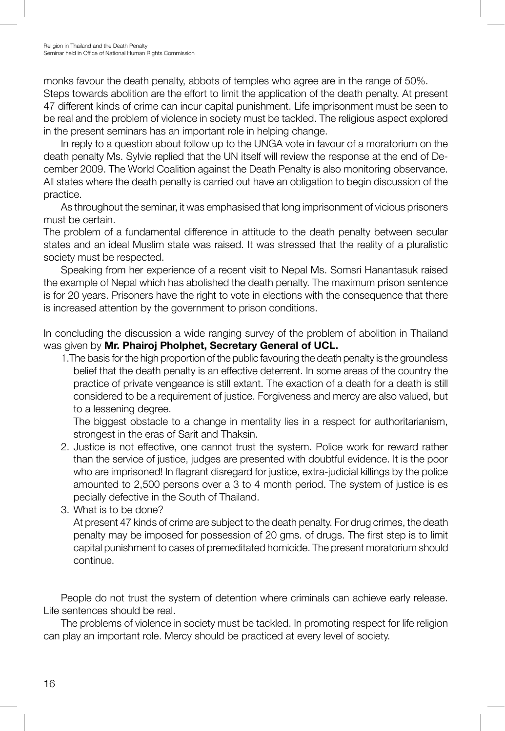monks favour the death penalty, abbots of temples who agree are in the range of 50%. Steps towards abolition are the effort to limit the application of the death penalty. At present 47 different kinds of crime can incur capital punishment. Life imprisonment must be seen to be real and the problem of violence in society must be tackled. The religious aspect explored in the present seminars has an important role in helping change.

In reply to a question about follow up to the UNGA vote in favour of a moratorium on the death penalty Ms. Sylvie replied that the UN itself will review the response at the end of December 2009. The World Coalition against the Death Penalty is also monitoring observance. All states where the death penalty is carried out have an obligation to begin discussion of the practice.

As throughout the seminar, it was emphasised that long imprisonment of vicious prisoners must be certain.

The problem of a fundamental difference in attitude to the death penalty between secular states and an ideal Muslim state was raised. It was stressed that the reality of a pluralistic society must be respected.

Speaking from her experience of a recent visit to Nepal Ms. Somsri Hanantasuk raised the example of Nepal which has abolished the death penalty. The maximum prison sentence is for 20 years. Prisoners have the right to vote in elections with the consequence that there is increased attention by the government to prison conditions.

In concluding the discussion a wide ranging survey of the problem of abolition in Thailand was given by **Mr. Phairoj Pholphet, Secretary General of UCL.**

1. The basis for the high proportion of the public favouring the death penalty is the groundless belief that the death penalty is an effective deterrent. In some areas of the country the practice of private vengeance is still extant. The exaction of a death for a death is still considered to be a requirement of justice. Forgiveness and mercy are also valued, but to a lessening degree.

   The biggest obstacle to a change in mentality lies in a respect for authoritarianism, strongest in the eras of Sarit and Thaksin.
2. Justice is not effective, one cannot trust the system. Police work for reward rather than the service of justice, judges are presented with doubtful evidence. It is the poor who are imprisoned! In flagrant disregard for justice, extra-judicial killings by the police amounted to 2,500 persons over a 3 to 4 month period. The system of justice is especially defective in the South of Thailand.
3. What is to be done?

   At present 47 kinds of crime are subject to the death penalty. For drug crimes, the death penalty may be imposed for possession of 20 gms. of drugs. The first step is to limit capital punishment to cases of premeditated homicide. The present moratorium should continue.

People do not trust the system of detention where criminals can achieve early release. Life sentences should be real.

The problems of violence in society must be tackled. In promoting respect for life religion can play an important role. Mercy should be practiced at every level of society.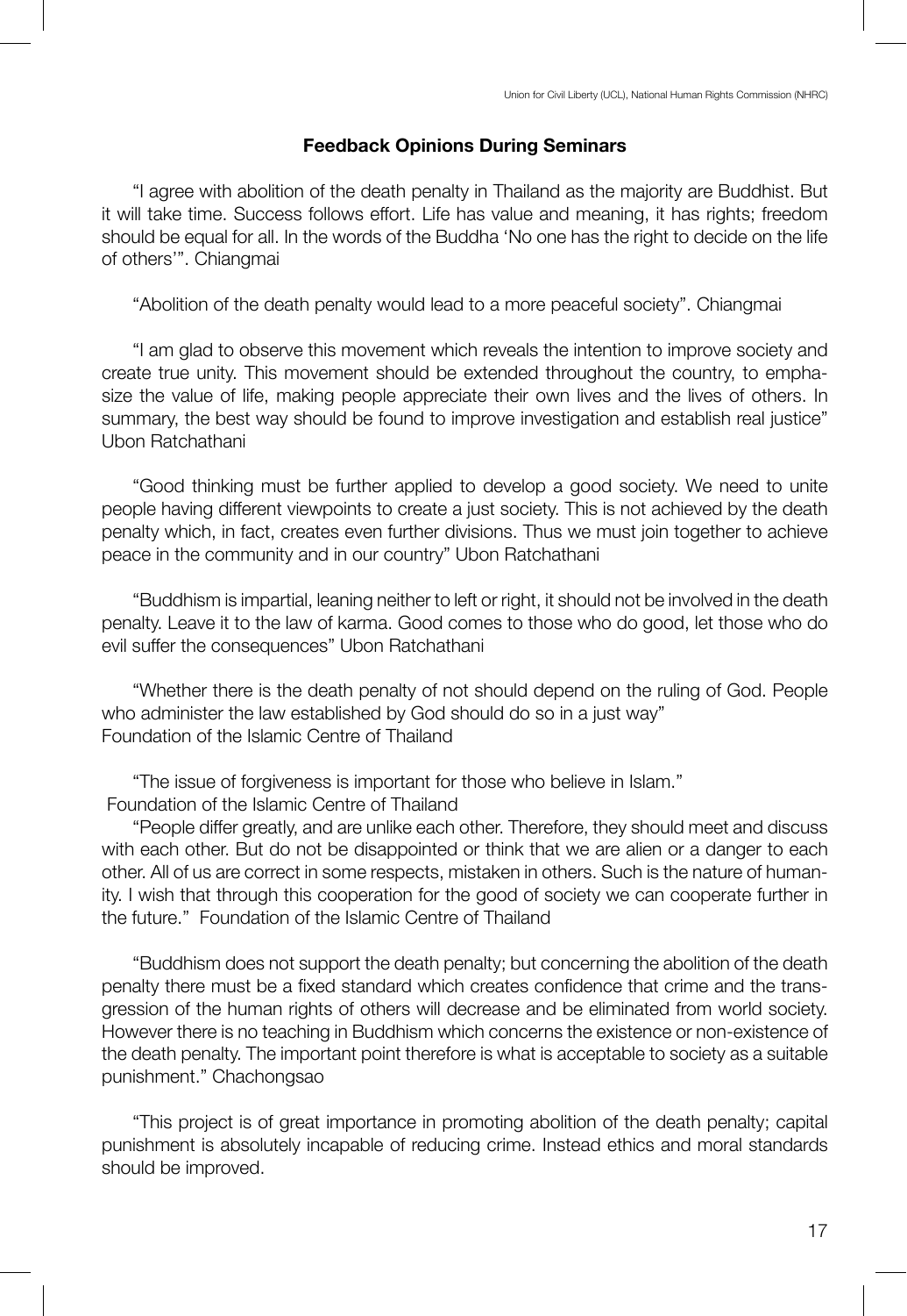**Feedback Opinions During Seminars**

"I agree with abolition of the death penalty in Thailand as the majority are Buddhist. But it will take time. Success follows effort. Life has value and meaning, it has rights; freedom should be equal for all. In the words of the Buddha 'No one has the right to decide on the life of others'". Chiangmai

"Abolition of the death penalty would lead to a more peaceful society". Chiangmai

"I am glad to observe this movement which reveals the intention to improve society and create true unity. This movement should be extended throughout the country, to emphasize the value of life, making people appreciate their own lives and the lives of others. In summary, the best way should be found to improve investigation and establish real justice" Ubon Ratchathani

"Good thinking must be further applied to develop a good society. We need to unite people having different viewpoints to create a just society. This is not achieved by the death penalty which, in fact, creates even further divisions. Thus we must join together to achieve peace in the community and in our country" Ubon Ratchathani

"Buddhism is impartial, leaning neither to left or right, it should not be involved in the death penalty. Leave it to the law of karma. Good comes to those who do good, let those who do evil suffer the consequences" Ubon Ratchathani

"Whether there is the death penalty of not should depend on the ruling of God. People who administer the law established by God should do so in a just way"
Foundation of the Islamic Centre of Thailand

"The issue of forgiveness is important for those who believe in Islam."
Foundation of the Islamic Centre of Thailand

"People differ greatly, and are unlike each other. Therefore, they should meet and discuss with each other. But do not be disappointed or think that we are alien or a danger to each other. All of us are correct in some respects, mistaken in others. Such is the nature of humanity. I wish that through this cooperation for the good of society we can cooperate further in the future." Foundation of the Islamic Centre of Thailand

"Buddhism does not support the death penalty; but concerning the abolition of the death penalty there must be a fixed standard which creates confidence that crime and the transgression of the human rights of others will decrease and be eliminated from world society. However there is no teaching in Buddhism which concerns the existence or non-existence of the death penalty. The important point therefore is what is acceptable to society as a suitable punishment." Chachongsao

"This project is of great importance in promoting abolition of the death penalty; capital punishment is absolutely incapable of reducing crime. Instead ethics and moral standards should be improved.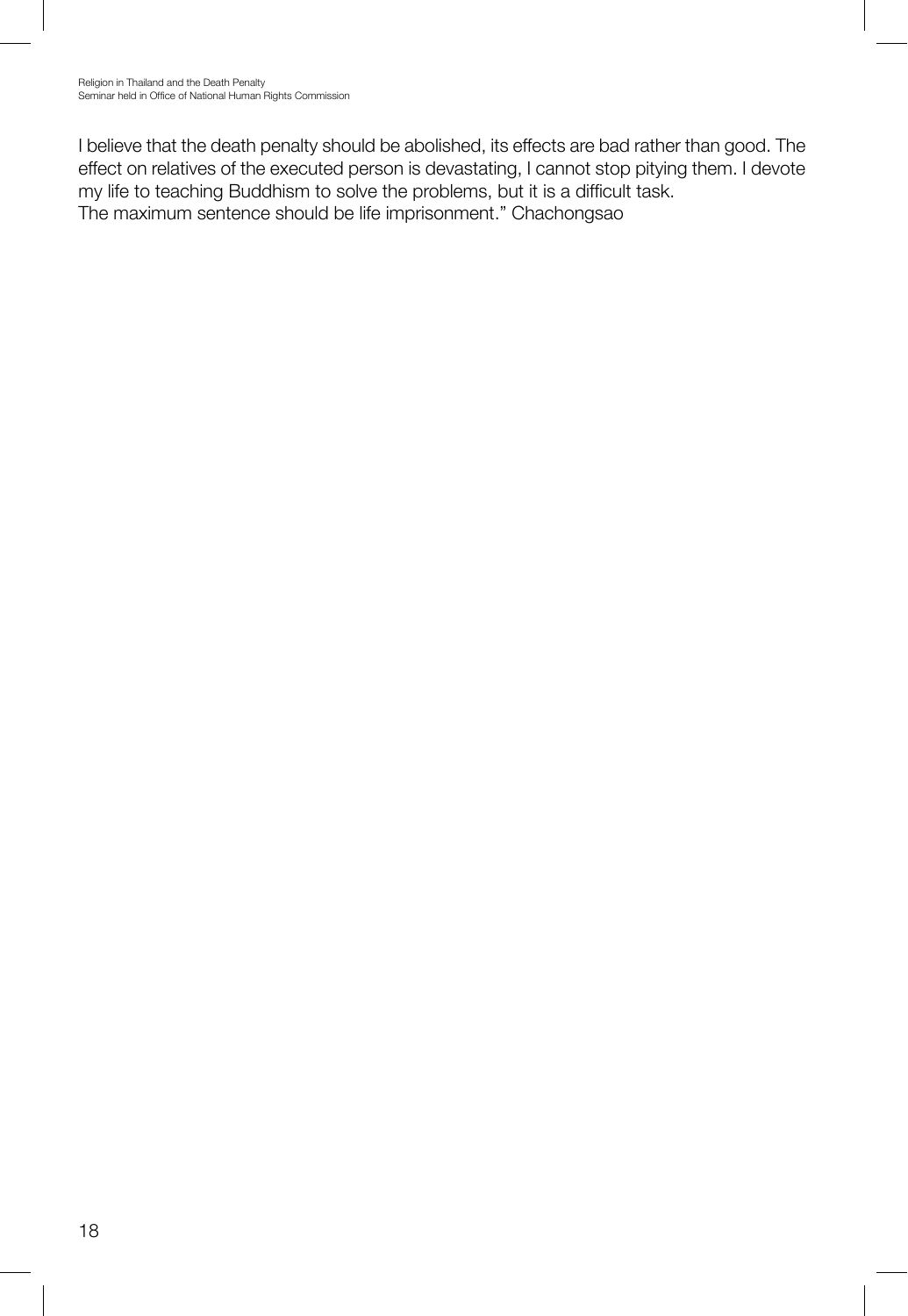I believe that the death penalty should be abolished, its effects are bad rather than good. The effect on relatives of the executed person is devastating, I cannot stop pitying them. I devote my life to teaching Buddhism to solve the problems, but it is a difficult task.
The maximum sentence should be life imprisonment." Chachongsao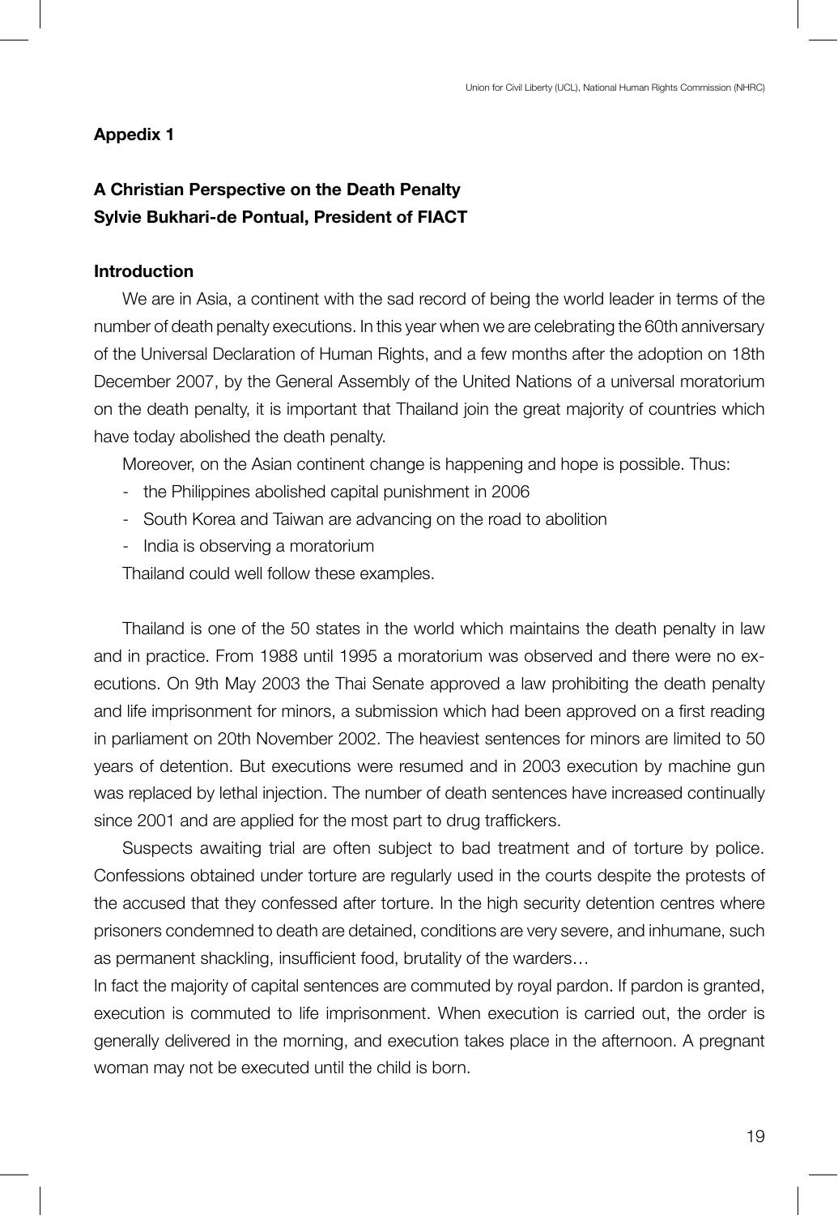**Appedix 1**

**A Christian Perspective on the Death Penalty**
**Sylvie Bukhari-de Pontual, President of FIACT**

**Introduction**

We are in Asia, a continent with the sad record of being the world leader in terms of the number of death penalty executions. In this year when we are celebrating the 60th anniversary of the Universal Declaration of Human Rights, and a few months after the adoption on 18th December 2007, by the General Assembly of the United Nations of a universal moratorium on the death penalty, it is important that Thailand join the great majority of countries which have today abolished the death penalty.

Moreover, on the Asian continent change is happening and hope is possible. Thus:

- the Philippines abolished capital punishment in 2006
- South Korea and Taiwan are advancing on the road to abolition
- India is observing a moratorium

Thailand could well follow these examples.

Thailand is one of the 50 states in the world which maintains the death penalty in law and in practice. From 1988 until 1995 a moratorium was observed and there were no executions. On 9th May 2003 the Thai Senate approved a law prohibiting the death penalty and life imprisonment for minors, a submission which had been approved on a first reading in parliament on 20th November 2002. The heaviest sentences for minors are limited to 50 years of detention. But executions were resumed and in 2003 execution by machine gun was replaced by lethal injection. The number of death sentences have increased continually since 2001 and are applied for the most part to drug traffickers.

Suspects awaiting trial are often subject to bad treatment and of torture by police. Confessions obtained under torture are regularly used in the courts despite the protests of the accused that they confessed after torture. In the high security detention centres where prisoners condemned to death are detained, conditions are very severe, and inhumane, such as permanent shackling, insufficient food, brutality of the warders…

In fact the majority of capital sentences are commuted by royal pardon. If pardon is granted, execution is commuted to life imprisonment. When execution is carried out, the order is generally delivered in the morning, and execution takes place in the afternoon. A pregnant woman may not be executed until the child is born.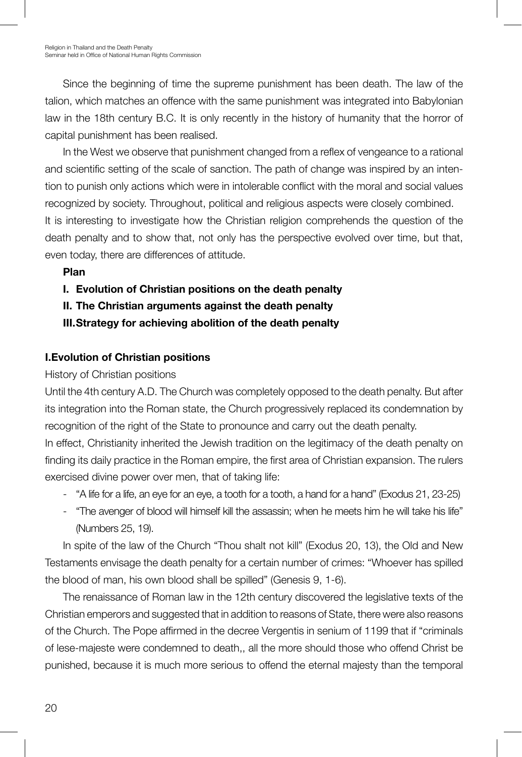Since the beginning of time the supreme punishment has been death. The law of the talion, which matches an offence with the same punishment was integrated into Babylonian law in the 18th century B.C. It is only recently in the history of humanity that the horror of capital punishment has been realised.

In the West we observe that punishment changed from a reflex of vengeance to a rational and scientific setting of the scale of sanction. The path of change was inspired by an intention to punish only actions which were in intolerable conflict with the moral and social values recognized by society. Throughout, political and religious aspects were closely combined.

It is interesting to investigate how the Christian religion comprehends the question of the death penalty and to show that, not only has the perspective evolved over time, but that, even today, there are differences of attitude.

**Plan**

**I. Evolution of Christian positions on the death penalty**

**II. The Christian arguments against the death penalty**

**III. Strategy for achieving abolition of the death penalty**

## I. Evolution of Christian positions

History of Christian positions

Until the 4th century A.D. The Church was completely opposed to the death penalty. But after its integration into the Roman state, the Church progressively replaced its condemnation by recognition of the right of the State to pronounce and carry out the death penalty.

In effect, Christianity inherited the Jewish tradition on the legitimacy of the death penalty on finding its daily practice in the Roman empire, the first area of Christian expansion. The rulers exercised divine power over men, that of taking life:

- "A life for a life, an eye for an eye, a tooth for a tooth, a hand for a hand" (Exodus 21, 23-25)
- "The avenger of blood will himself kill the assassin; when he meets him he will take his life" (Numbers 25, 19).

In spite of the law of the Church "Thou shalt not kill" (Exodus 20, 13), the Old and New Testaments envisage the death penalty for a certain number of crimes: "Whoever has spilled the blood of man, his own blood shall be spilled" (Genesis 9, 1-6).

The renaissance of Roman law in the 12th century discovered the legislative texts of the Christian emperors and suggested that in addition to reasons of State, there were also reasons of the Church. The Pope affirmed in the decree Vergentis in senium of 1199 that if "criminals of lese-majeste were condemned to death,, all the more should those who offend Christ be punished, because it is much more serious to offend the eternal majesty than the temporal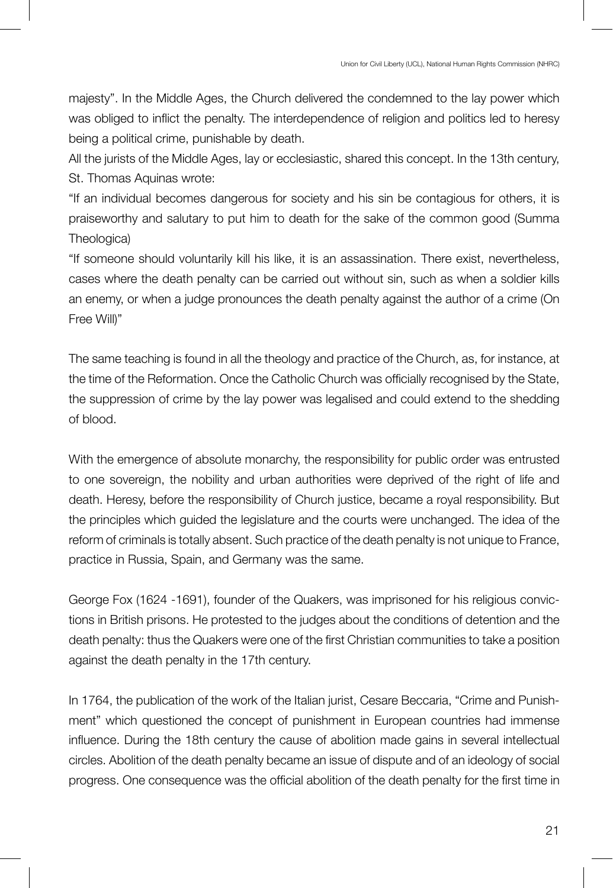majesty". In the Middle Ages, the Church delivered the condemned to the lay power which was obliged to inflict the penalty. The interdependence of religion and politics led to heresy being a political crime, punishable by death.

All the jurists of the Middle Ages, lay or ecclesiastic, shared this concept. In the 13th century, St. Thomas Aquinas wrote:

"If an individual becomes dangerous for society and his sin be contagious for others, it is praiseworthy and salutary to put him to death for the sake of the common good (Summa Theologica)

"If someone should voluntarily kill his like, it is an assassination. There exist, nevertheless, cases where the death penalty can be carried out without sin, such as when a soldier kills an enemy, or when a judge pronounces the death penalty against the author of a crime (On Free Will)"

The same teaching is found in all the theology and practice of the Church, as, for instance, at the time of the Reformation. Once the Catholic Church was officially recognised by the State, the suppression of crime by the lay power was legalised and could extend to the shedding of blood.

With the emergence of absolute monarchy, the responsibility for public order was entrusted to one sovereign, the nobility and urban authorities were deprived of the right of life and death. Heresy, before the responsibility of Church justice, became a royal responsibility. But the principles which guided the legislature and the courts were unchanged. The idea of the reform of criminals is totally absent. Such practice of the death penalty is not unique to France, practice in Russia, Spain, and Germany was the same.

George Fox (1624 -1691), founder of the Quakers, was imprisoned for his religious convictions in British prisons. He protested to the judges about the conditions of detention and the death penalty: thus the Quakers were one of the first Christian communities to take a position against the death penalty in the 17th century.

In 1764, the publication of the work of the Italian jurist, Cesare Beccaria, "Crime and Punishment" which questioned the concept of punishment in European countries had immense influence. During the 18th century the cause of abolition made gains in several intellectual circles. Abolition of the death penalty became an issue of dispute and of an ideology of social progress. One consequence was the official abolition of the death penalty for the first time in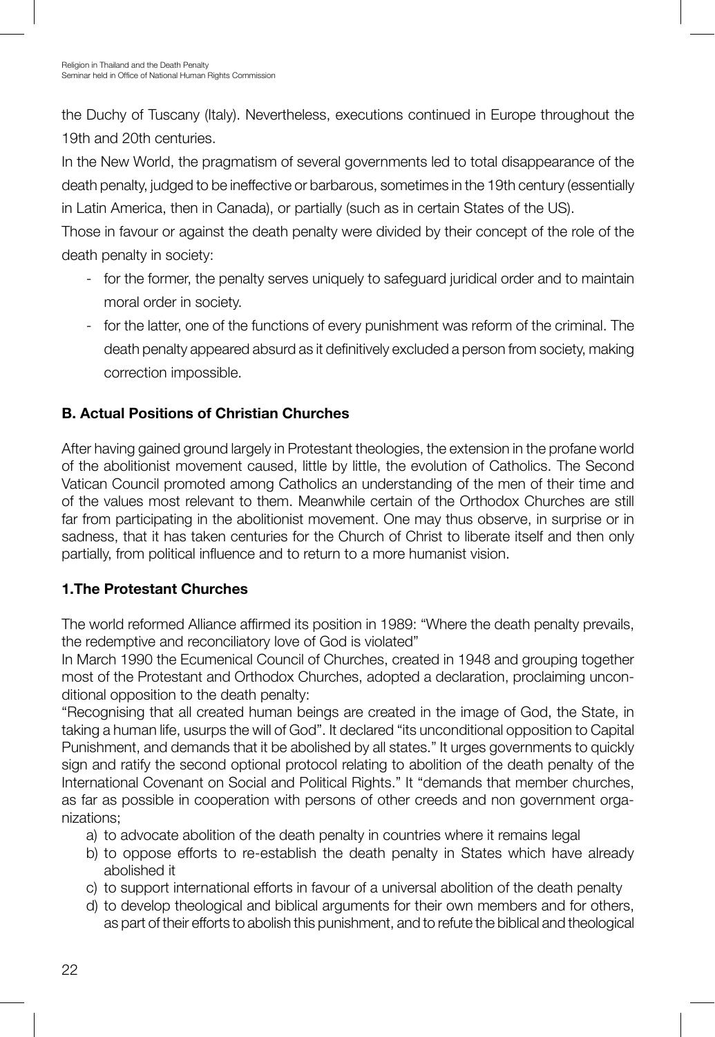the Duchy of Tuscany (Italy). Nevertheless, executions continued in Europe throughout the 19th and 20th centuries.

In the New World, the pragmatism of several governments led to total disappearance of the death penalty, judged to be ineffective or barbarous, sometimes in the 19th century (essentially in Latin America, then in Canada), or partially (such as in certain States of the US).

Those in favour or against the death penalty were divided by their concept of the role of the death penalty in society:

- for the former, the penalty serves uniquely to safeguard juridical order and to maintain moral order in society.
- for the latter, one of the functions of every punishment was reform of the criminal. The death penalty appeared absurd as it definitively excluded a person from society, making correction impossible.

### B. Actual Positions of Christian Churches

After having gained ground largely in Protestant theologies, the extension in the profane world of the abolitionist movement caused, little by little, the evolution of Catholics. The Second Vatican Council promoted among Catholics an understanding of the men of their time and of the values most relevant to them. Meanwhile certain of the Orthodox Churches are still far from participating in the abolitionist movement. One may thus observe, in surprise or in sadness, that it has taken centuries for the Church of Christ to liberate itself and then only partially, from political influence and to return to a more humanist vision.

### 1.The Protestant Churches

The world reformed Alliance affirmed its position in 1989: "Where the death penalty prevails, the redemptive and reconciliatory love of God is violated"

In March 1990 the Ecumenical Council of Churches, created in 1948 and grouping together most of the Protestant and Orthodox Churches, adopted a declaration, proclaiming unconditional opposition to the death penalty:

"Recognising that all created human beings are created in the image of God, the State, in taking a human life, usurps the will of God". It declared "its unconditional opposition to Capital Punishment, and demands that it be abolished by all states." It urges governments to quickly sign and ratify the second optional protocol relating to abolition of the death penalty of the International Covenant on Social and Political Rights." It "demands that member churches, as far as possible in cooperation with persons of other creeds and non government organizations;

a) to advocate abolition of the death penalty in countries where it remains legal
b) to oppose efforts to re-establish the death penalty in States which have already abolished it
c) to support international efforts in favour of a universal abolition of the death penalty
d) to develop theological and biblical arguments for their own members and for others, as part of their efforts to abolish this punishment, and to refute the biblical and theological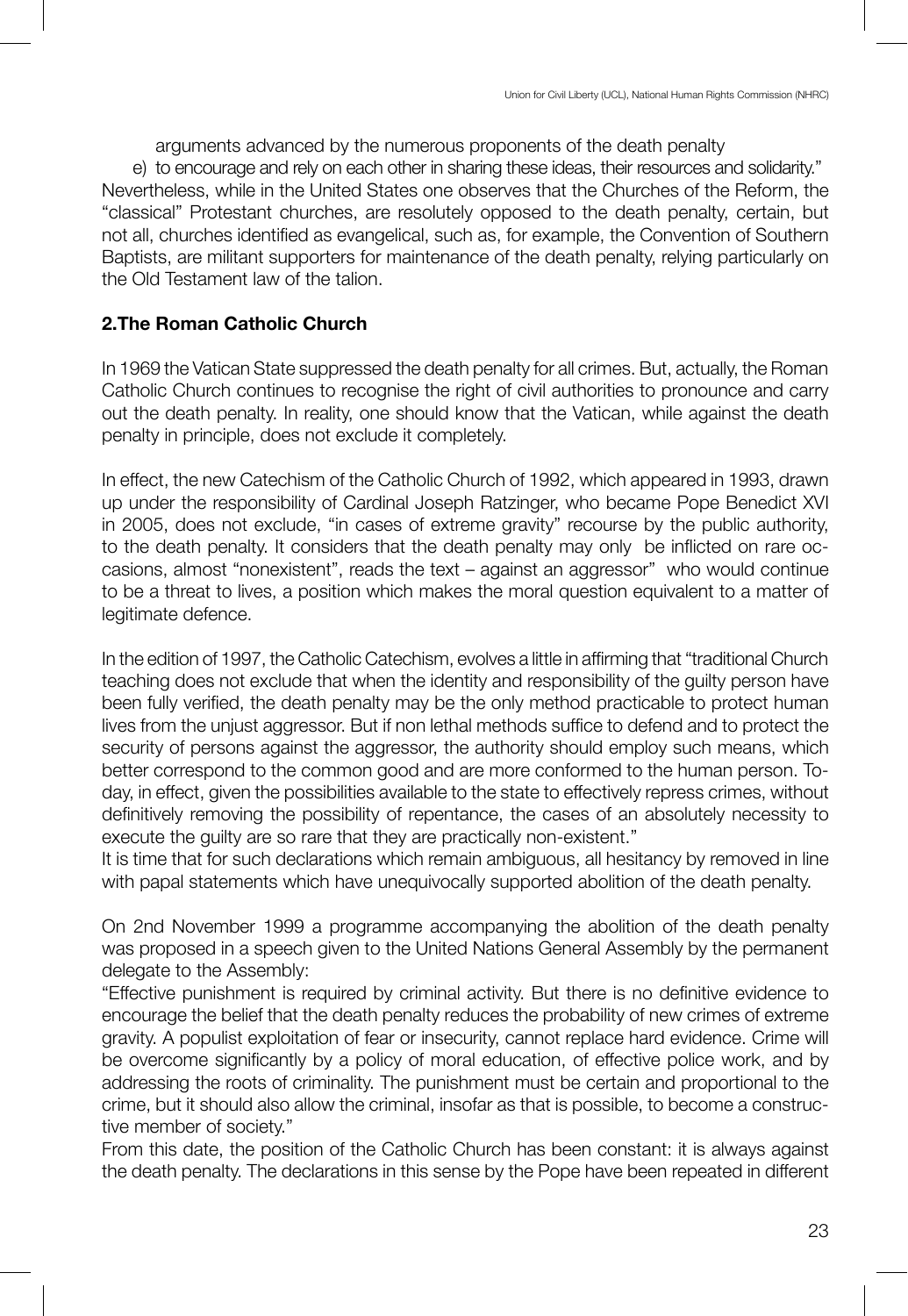arguments advanced by the numerous proponents of the death penalty

e) to encourage and rely on each other in sharing these ideas, their resources and solidarity."

Nevertheless, while in the United States one observes that the Churches of the Reform, the "classical" Protestant churches, are resolutely opposed to the death penalty, certain, but not all, churches identified as evangelical, such as, for example, the Convention of Southern Baptists, are militant supporters for maintenance of the death penalty, relying particularly on the Old Testament law of the talion.

**2.The Roman Catholic Church**

In 1969 the Vatican State suppressed the death penalty for all crimes. But, actually, the Roman Catholic Church continues to recognise the right of civil authorities to pronounce and carry out the death penalty. In reality, one should know that the Vatican, while against the death penalty in principle, does not exclude it completely.

In effect, the new Catechism of the Catholic Church of 1992, which appeared in 1993, drawn up under the responsibility of Cardinal Joseph Ratzinger, who became Pope Benedict XVI in 2005, does not exclude, "in cases of extreme gravity" recourse by the public authority, to the death penalty. It considers that the death penalty may only be inflicted on rare occasions, almost "nonexistent", reads the text – against an aggressor" who would continue to be a threat to lives, a position which makes the moral question equivalent to a matter of legitimate defence.

In the edition of 1997, the Catholic Catechism, evolves a little in affirming that "traditional Church teaching does not exclude that when the identity and responsibility of the guilty person have been fully verified, the death penalty may be the only method practicable to protect human lives from the unjust aggressor. But if non lethal methods suffice to defend and to protect the security of persons against the aggressor, the authority should employ such means, which better correspond to the common good and are more conformed to the human person. Today, in effect, given the possibilities available to the state to effectively repress crimes, without definitively removing the possibility of repentance, the cases of an absolutely necessity to execute the guilty are so rare that they are practically non-existent."

It is time that for such declarations which remain ambiguous, all hesitancy by removed in line with papal statements which have unequivocally supported abolition of the death penalty.

On 2nd November 1999 a programme accompanying the abolition of the death penalty was proposed in a speech given to the United Nations General Assembly by the permanent delegate to the Assembly:

"Effective punishment is required by criminal activity. But there is no definitive evidence to encourage the belief that the death penalty reduces the probability of new crimes of extreme gravity. A populist exploitation of fear or insecurity, cannot replace hard evidence. Crime will be overcome significantly by a policy of moral education, of effective police work, and by addressing the roots of criminality. The punishment must be certain and proportional to the crime, but it should also allow the criminal, insofar as that is possible, to become a constructive member of society."

From this date, the position of the Catholic Church has been constant: it is always against the death penalty. The declarations in this sense by the Pope have been repeated in different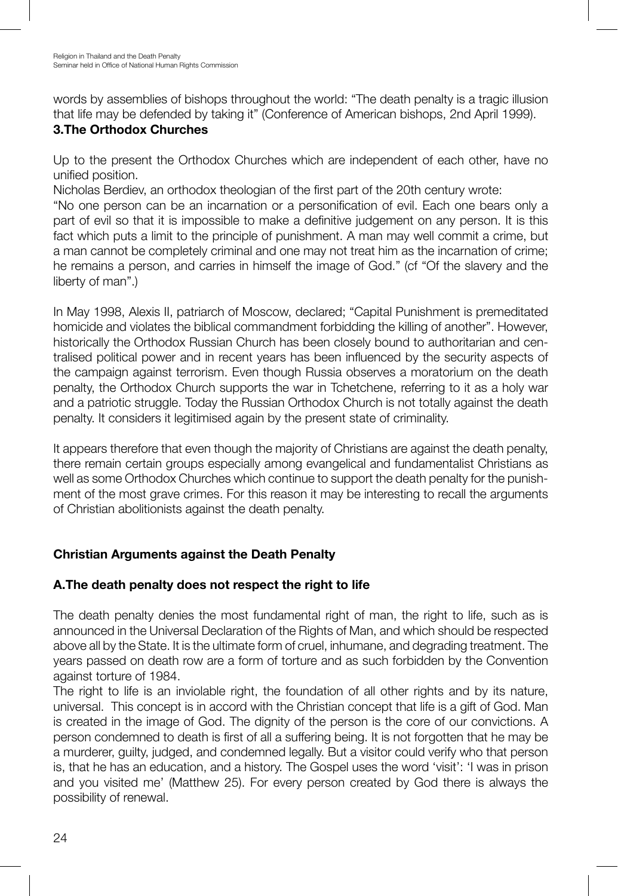words by assemblies of bishops throughout the world: "The death penalty is a tragic illusion that life may be defended by taking it" (Conference of American bishops, 2nd April 1999).

**3.The Orthodox Churches**

Up to the present the Orthodox Churches which are independent of each other, have no unified position.

Nicholas Berdiev, an orthodox theologian of the first part of the 20th century wrote:

"No one person can be an incarnation or a personification of evil. Each one bears only a part of evil so that it is impossible to make a definitive judgement on any person. It is this fact which puts a limit to the principle of punishment. A man may well commit a crime, but a man cannot be completely criminal and one may not treat him as the incarnation of crime; he remains a person, and carries in himself the image of God." (cf "Of the slavery and the liberty of man".)

In May 1998, Alexis II, patriarch of Moscow, declared; "Capital Punishment is premeditated homicide and violates the biblical commandment forbidding the killing of another". However, historically the Orthodox Russian Church has been closely bound to authoritarian and centralised political power and in recent years has been influenced by the security aspects of the campaign against terrorism. Even though Russia observes a moratorium on the death penalty, the Orthodox Church supports the war in Tchetchene, referring to it as a holy war and a patriotic struggle. Today the Russian Orthodox Church is not totally against the death penalty. It considers it legitimised again by the present state of criminality.

It appears therefore that even though the majority of Christians are against the death penalty, there remain certain groups especially among evangelical and fundamentalist Christians as well as some Orthodox Churches which continue to support the death penalty for the punishment of the most grave crimes. For this reason it may be interesting to recall the arguments of Christian abolitionists against the death penalty.

## Christian Arguments against the Death Penalty

### A.The death penalty does not respect the right to life

The death penalty denies the most fundamental right of man, the right to life, such as is announced in the Universal Declaration of the Rights of Man, and which should be respected above all by the State. It is the ultimate form of cruel, inhumane, and degrading treatment. The years passed on death row are a form of torture and as such forbidden by the Convention against torture of 1984.

The right to life is an inviolable right, the foundation of all other rights and by its nature, universal. This concept is in accord with the Christian concept that life is a gift of God. Man is created in the image of God. The dignity of the person is the core of our convictions. A person condemned to death is first of all a suffering being. It is not forgotten that he may be a murderer, guilty, judged, and condemned legally. But a visitor could verify who that person is, that he has an education, and a history. The Gospel uses the word 'visit': 'I was in prison and you visited me' (Matthew 25). For every person created by God there is always the possibility of renewal.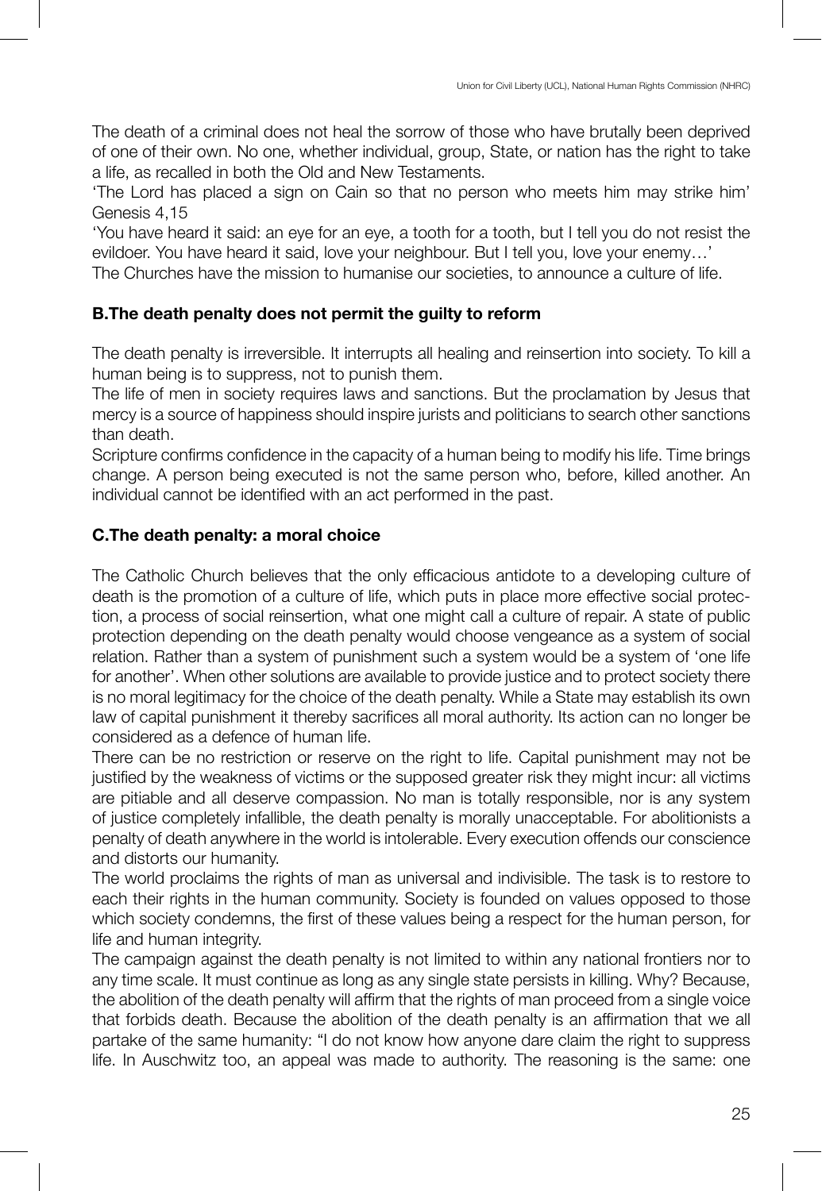The death of a criminal does not heal the sorrow of those who have brutally been deprived of one of their own. No one, whether individual, group, State, or nation has the right to take a life, as recalled in both the Old and New Testaments.

'The Lord has placed a sign on Cain so that no person who meets him may strike him' Genesis 4,15

'You have heard it said: an eye for an eye, a tooth for a tooth, but I tell you do not resist the evildoer. You have heard it said, love your neighbour. But I tell you, love your enemy…'

The Churches have the mission to humanise our societies, to announce a culture of life.

**B.The death penalty does not permit the guilty to reform**

The death penalty is irreversible. It interrupts all healing and reinsertion into society. To kill a human being is to suppress, not to punish them.

The life of men in society requires laws and sanctions. But the proclamation by Jesus that mercy is a source of happiness should inspire jurists and politicians to search other sanctions than death.

Scripture confirms confidence in the capacity of a human being to modify his life. Time brings change. A person being executed is not the same person who, before, killed another. An individual cannot be identified with an act performed in the past.

**C.The death penalty: a moral choice**

The Catholic Church believes that the only efficacious antidote to a developing culture of death is the promotion of a culture of life, which puts in place more effective social protection, a process of social reinsertion, what one might call a culture of repair. A state of public protection depending on the death penalty would choose vengeance as a system of social relation. Rather than a system of punishment such a system would be a system of 'one life for another'. When other solutions are available to provide justice and to protect society there is no moral legitimacy for the choice of the death penalty. While a State may establish its own law of capital punishment it thereby sacrifices all moral authority. Its action can no longer be considered as a defence of human life.

There can be no restriction or reserve on the right to life. Capital punishment may not be justified by the weakness of victims or the supposed greater risk they might incur: all victims are pitiable and all deserve compassion. No man is totally responsible, nor is any system of justice completely infallible, the death penalty is morally unacceptable. For abolitionists a penalty of death anywhere in the world is intolerable. Every execution offends our conscience and distorts our humanity.

The world proclaims the rights of man as universal and indivisible. The task is to restore to each their rights in the human community. Society is founded on values opposed to those which society condemns, the first of these values being a respect for the human person, for life and human integrity.

The campaign against the death penalty is not limited to within any national frontiers nor to any time scale. It must continue as long as any single state persists in killing. Why? Because, the abolition of the death penalty will affirm that the rights of man proceed from a single voice that forbids death. Because the abolition of the death penalty is an affirmation that we all partake of the same humanity: "I do not know how anyone dare claim the right to suppress life. In Auschwitz too, an appeal was made to authority. The reasoning is the same: one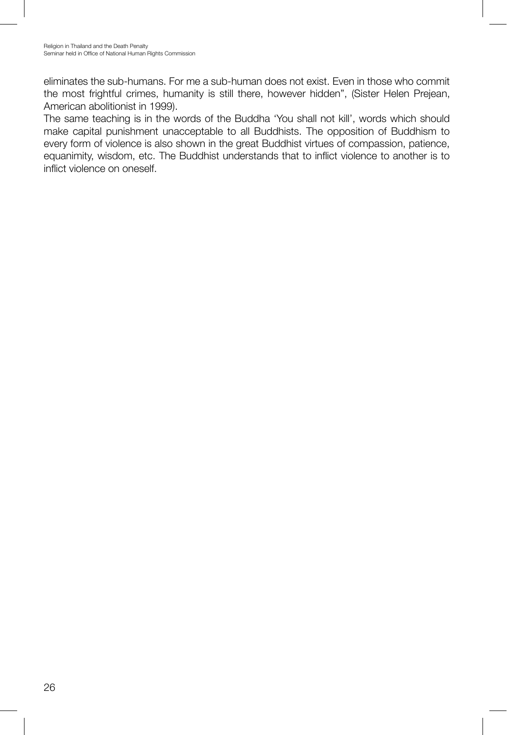eliminates the sub-humans. For me a sub-human does not exist. Even in those who commit the most frightful crimes, humanity is still there, however hidden", (Sister Helen Prejean, American abolitionist in 1999).

The same teaching is in the words of the Buddha 'You shall not kill', words which should make capital punishment unacceptable to all Buddhists. The opposition of Buddhism to every form of violence is also shown in the great Buddhist virtues of compassion, patience, equanimity, wisdom, etc. The Buddhist understands that to inflict violence to another is to inflict violence on oneself.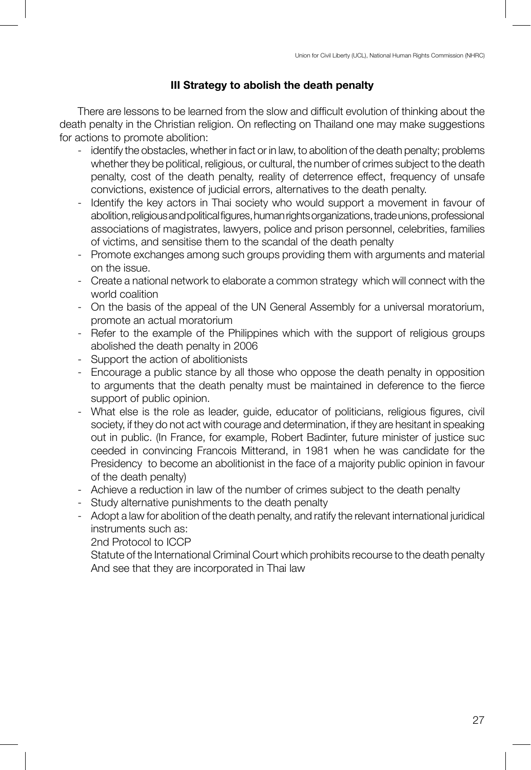### III Strategy to abolish the death penalty

There are lessons to be learned from the slow and difficult evolution of thinking about the death penalty in the Christian religion. On reflecting on Thailand one may make suggestions for actions to promote abolition:

- identify the obstacles, whether in fact or in law, to abolition of the death penalty; problems whether they be political, religious, or cultural, the number of crimes subject to the death penalty, cost of the death penalty, reality of deterrence effect, frequency of unsafe convictions, existence of judicial errors, alternatives to the death penalty.
- Identify the key actors in Thai society who would support a movement in favour of abolition, religious and political figures, human rights organizations, trade unions, professional associations of magistrates, lawyers, police and prison personnel, celebrities, families of victims, and sensitise them to the scandal of the death penalty
- Promote exchanges among such groups providing them with arguments and material on the issue.
- Create a national network to elaborate a common strategy which will connect with the world coalition
- On the basis of the appeal of the UN General Assembly for a universal moratorium, promote an actual moratorium
- Refer to the example of the Philippines which with the support of religious groups abolished the death penalty in 2006
- Support the action of abolitionists
- Encourage a public stance by all those who oppose the death penalty in opposition to arguments that the death penalty must be maintained in deference to the fierce support of public opinion.
- What else is the role as leader, guide, educator of politicians, religious figures, civil society, if they do not act with courage and determination, if they are hesitant in speaking out in public. (In France, for example, Robert Badinter, future minister of justice succeeded in convincing Francois Mitterand, in 1981 when he was candidate for the Presidency to become an abolitionist in the face of a majority public opinion in favour of the death penalty)
- Achieve a reduction in law of the number of crimes subject to the death penalty
- Study alternative punishments to the death penalty
- Adopt a law for abolition of the death penalty, and ratify the relevant international juridical instruments such as:
  2nd Protocol to ICCP
  Statute of the International Criminal Court which prohibits recourse to the death penalty
  And see that they are incorporated in Thai law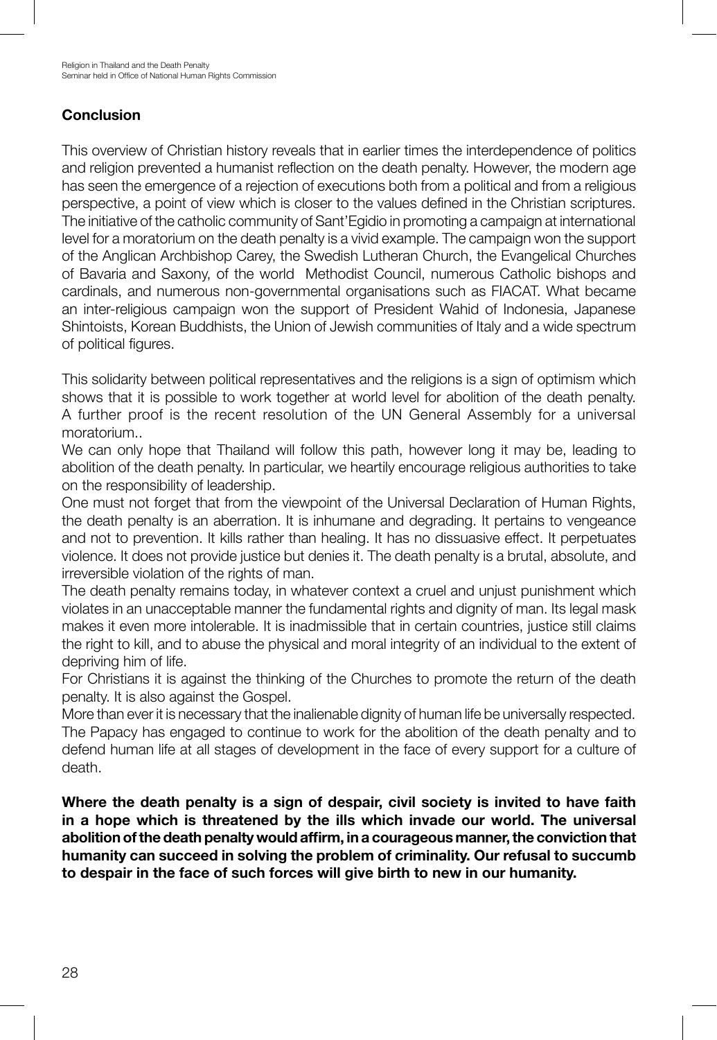## Conclusion

This overview of Christian history reveals that in earlier times the interdependence of politics and religion prevented a humanist reflection on the death penalty. However, the modern age has seen the emergence of a rejection of executions both from a political and from a religious perspective, a point of view which is closer to the values defined in the Christian scriptures. The initiative of the catholic community of Sant'Egidio in promoting a campaign at international level for a moratorium on the death penalty is a vivid example. The campaign won the support of the Anglican Archbishop Carey, the Swedish Lutheran Church, the Evangelical Churches of Bavaria and Saxony, of the world Methodist Council, numerous Catholic bishops and cardinals, and numerous non-governmental organisations such as FIACAT. What became an inter-religious campaign won the support of President Wahid of Indonesia, Japanese Shintoists, Korean Buddhists, the Union of Jewish communities of Italy and a wide spectrum of political figures.

This solidarity between political representatives and the religions is a sign of optimism which shows that it is possible to work together at world level for abolition of the death penalty. A further proof is the recent resolution of the UN General Assembly for a universal moratorium..

We can only hope that Thailand will follow this path, however long it may be, leading to abolition of the death penalty. In particular, we heartily encourage religious authorities to take on the responsibility of leadership.

One must not forget that from the viewpoint of the Universal Declaration of Human Rights, the death penalty is an aberration. It is inhumane and degrading. It pertains to vengeance and not to prevention. It kills rather than healing. It has no dissuasive effect. It perpetuates violence. It does not provide justice but denies it. The death penalty is a brutal, absolute, and irreversible violation of the rights of man.

The death penalty remains today, in whatever context a cruel and unjust punishment which violates in an unacceptable manner the fundamental rights and dignity of man. Its legal mask makes it even more intolerable. It is inadmissible that in certain countries, justice still claims the right to kill, and to abuse the physical and moral integrity of an individual to the extent of depriving him of life.

For Christians it is against the thinking of the Churches to promote the return of the death penalty. It is also against the Gospel.

More than ever it is necessary that the inalienable dignity of human life be universally respected. The Papacy has engaged to continue to work for the abolition of the death penalty and to defend human life at all stages of development in the face of every support for a culture of death.

**Where the death penalty is a sign of despair, civil society is invited to have faith in a hope which is threatened by the ills which invade our world. The universal abolition of the death penalty would affirm, in a courageous manner, the conviction that humanity can succeed in solving the problem of criminality. Our refusal to succumb to despair in the face of such forces will give birth to new in our humanity.**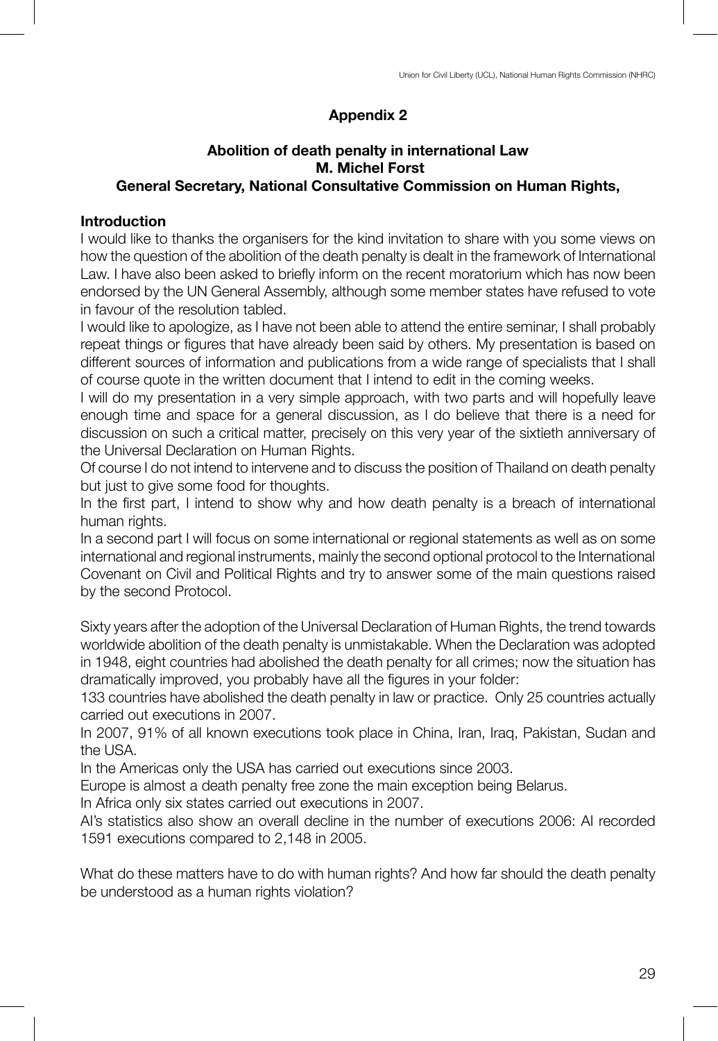## Appendix 2

### Abolition of death penalty in international Law
### M. Michel Forst
### General Secretary, National Consultative Commission on Human Rights,

**Introduction**

I would like to thanks the organisers for the kind invitation to share with you some views on how the question of the abolition of the death penalty is dealt in the framework of International Law. I have also been asked to briefly inform on the recent moratorium which has now been endorsed by the UN General Assembly, although some member states have refused to vote in favour of the resolution tabled.

I would like to apologize, as I have not been able to attend the entire seminar, I shall probably repeat things or figures that have already been said by others. My presentation is based on different sources of information and publications from a wide range of specialists that I shall of course quote in the written document that I intend to edit in the coming weeks.

I will do my presentation in a very simple approach, with two parts and will hopefully leave enough time and space for a general discussion, as I do believe that there is a need for discussion on such a critical matter, precisely on this very year of the sixtieth anniversary of the Universal Declaration on Human Rights.

Of course I do not intend to intervene and to discuss the position of Thailand on death penalty but just to give some food for thoughts.

In the first part, I intend to show why and how death penalty is a breach of international human rights.

In a second part I will focus on some international or regional statements as well as on some international and regional instruments, mainly the second optional protocol to the International Covenant on Civil and Political Rights and try to answer some of the main questions raised by the second Protocol.

Sixty years after the adoption of the Universal Declaration of Human Rights, the trend towards worldwide abolition of the death penalty is unmistakable. When the Declaration was adopted in 1948, eight countries had abolished the death penalty for all crimes; now the situation has dramatically improved, you probably have all the figures in your folder:

133 countries have abolished the death penalty in law or practice. Only 25 countries actually carried out executions in 2007.

In 2007, 91% of all known executions took place in China, Iran, Iraq, Pakistan, Sudan and the USA.

In the Americas only the USA has carried out executions since 2003.

Europe is almost a death penalty free zone the main exception being Belarus.

In Africa only six states carried out executions in 2007.

AI's statistics also show an overall decline in the number of executions 2006: AI recorded 1591 executions compared to 2,148 in 2005.

What do these matters have to do with human rights? And how far should the death penalty be understood as a human rights violation?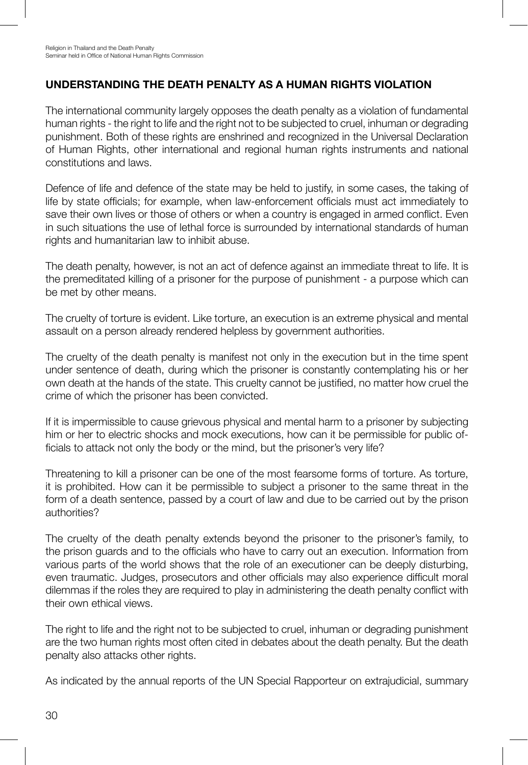## UNDERSTANDING THE DEATH PENALTY AS A HUMAN RIGHTS VIOLATION

The international community largely opposes the death penalty as a violation of fundamental human rights - the right to life and the right not to be subjected to cruel, inhuman or degrading punishment. Both of these rights are enshrined and recognized in the Universal Declaration of Human Rights, other international and regional human rights instruments and national constitutions and laws.

Defence of life and defence of the state may be held to justify, in some cases, the taking of life by state officials; for example, when law-enforcement officials must act immediately to save their own lives or those of others or when a country is engaged in armed conflict. Even in such situations the use of lethal force is surrounded by international standards of human rights and humanitarian law to inhibit abuse.

The death penalty, however, is not an act of defence against an immediate threat to life. It is the premeditated killing of a prisoner for the purpose of punishment - a purpose which can be met by other means.

The cruelty of torture is evident. Like torture, an execution is an extreme physical and mental assault on a person already rendered helpless by government authorities.

The cruelty of the death penalty is manifest not only in the execution but in the time spent under sentence of death, during which the prisoner is constantly contemplating his or her own death at the hands of the state. This cruelty cannot be justified, no matter how cruel the crime of which the prisoner has been convicted.

If it is impermissible to cause grievous physical and mental harm to a prisoner by subjecting him or her to electric shocks and mock executions, how can it be permissible for public officials to attack not only the body or the mind, but the prisoner's very life?

Threatening to kill a prisoner can be one of the most fearsome forms of torture. As torture, it is prohibited. How can it be permissible to subject a prisoner to the same threat in the form of a death sentence, passed by a court of law and due to be carried out by the prison authorities?

The cruelty of the death penalty extends beyond the prisoner to the prisoner's family, to the prison guards and to the officials who have to carry out an execution. Information from various parts of the world shows that the role of an executioner can be deeply disturbing, even traumatic. Judges, prosecutors and other officials may also experience difficult moral dilemmas if the roles they are required to play in administering the death penalty conflict with their own ethical views.

The right to life and the right not to be subjected to cruel, inhuman or degrading punishment are the two human rights most often cited in debates about the death penalty. But the death penalty also attacks other rights.

As indicated by the annual reports of the UN Special Rapporteur on extrajudicial, summary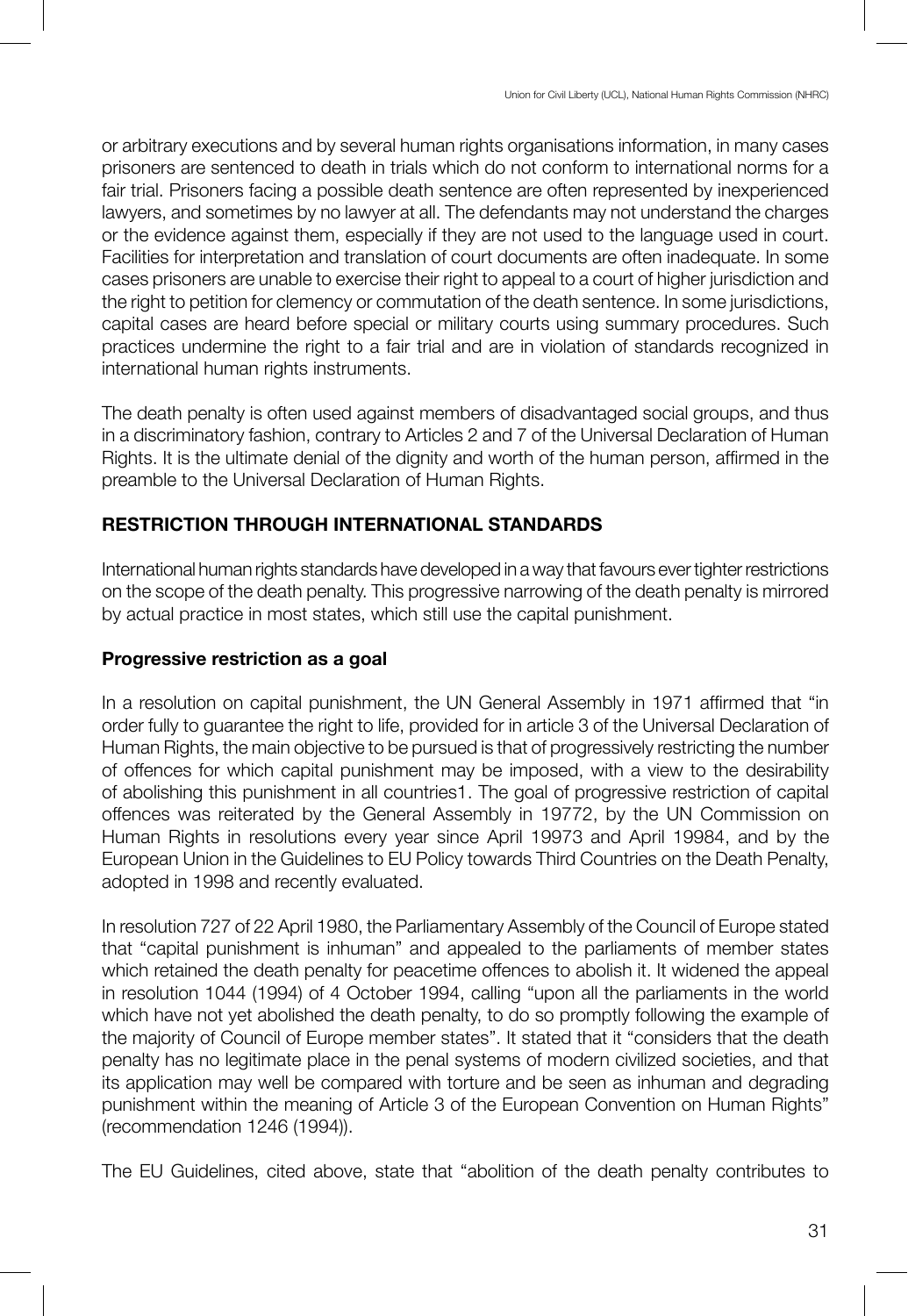or arbitrary executions and by several human rights organisations information, in many cases prisoners are sentenced to death in trials which do not conform to international norms for a fair trial. Prisoners facing a possible death sentence are often represented by inexperienced lawyers, and sometimes by no lawyer at all. The defendants may not understand the charges or the evidence against them, especially if they are not used to the language used in court. Facilities for interpretation and translation of court documents are often inadequate. In some cases prisoners are unable to exercise their right to appeal to a court of higher jurisdiction and the right to petition for clemency or commutation of the death sentence. In some jurisdictions, capital cases are heard before special or military courts using summary procedures. Such practices undermine the right to a fair trial and are in violation of standards recognized in international human rights instruments.

The death penalty is often used against members of disadvantaged social groups, and thus in a discriminatory fashion, contrary to Articles 2 and 7 of the Universal Declaration of Human Rights. It is the ultimate denial of the dignity and worth of the human person, affirmed in the preamble to the Universal Declaration of Human Rights.

## RESTRICTION THROUGH INTERNATIONAL STANDARDS

International human rights standards have developed in a way that favours ever tighter restrictions on the scope of the death penalty. This progressive narrowing of the death penalty is mirrored by actual practice in most states, which still use the capital punishment.

### Progressive restriction as a goal

In a resolution on capital punishment, the UN General Assembly in 1971 affirmed that "in order fully to guarantee the right to life, provided for in article 3 of the Universal Declaration of Human Rights, the main objective to be pursued is that of progressively restricting the number of offences for which capital punishment may be imposed, with a view to the desirability of abolishing this punishment in all countries[1]. The goal of progressive restriction of capital offences was reiterated by the General Assembly in 1977[2], by the UN Commission on Human Rights in resolutions every year since April 1997[3] and April 1998[4], and by the European Union in the Guidelines to EU Policy towards Third Countries on the Death Penalty, adopted in 1998 and recently evaluated.

In resolution 727 of 22 April 1980, the Parliamentary Assembly of the Council of Europe stated that "capital punishment is inhuman" and appealed to the parliaments of member states which retained the death penalty for peacetime offences to abolish it. It widened the appeal in resolution 1044 (1994) of 4 October 1994, calling "upon all the parliaments in the world which have not yet abolished the death penalty, to do so promptly following the example of the majority of Council of Europe member states". It stated that it "considers that the death penalty has no legitimate place in the penal systems of modern civilized societies, and that its application may well be compared with torture and be seen as inhuman and degrading punishment within the meaning of Article 3 of the European Convention on Human Rights" (recommendation 1246 (1994)).

The EU Guidelines, cited above, state that "abolition of the death penalty contributes to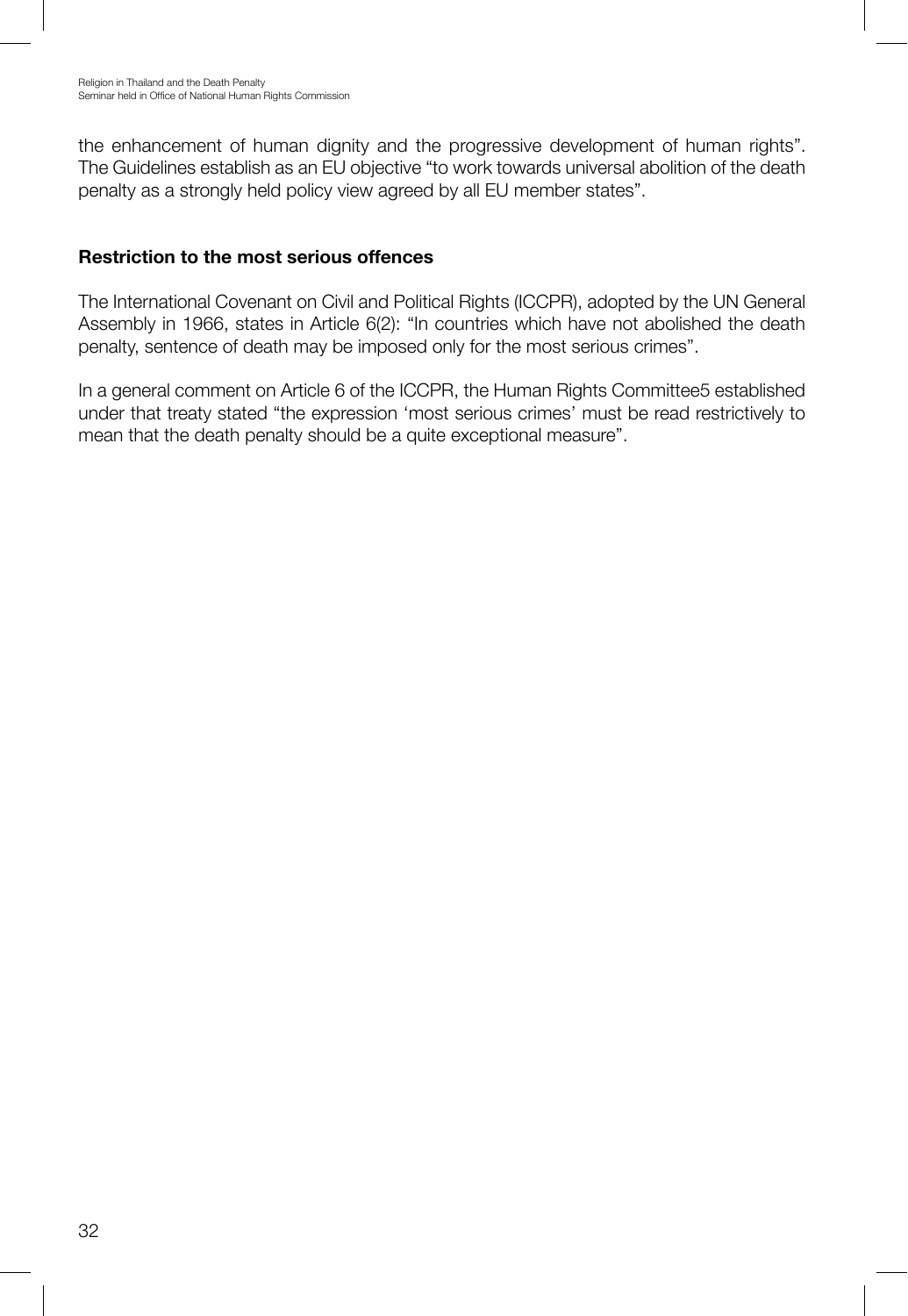the enhancement of human dignity and the progressive development of human rights". The Guidelines establish as an EU objective "to work towards universal abolition of the death penalty as a strongly held policy view agreed by all EU member states".

### Restriction to the most serious offences

The International Covenant on Civil and Political Rights (ICCPR), adopted by the UN General Assembly in 1966, states in Article 6(2): "In countries which have not abolished the death penalty, sentence of death may be imposed only for the most serious crimes".

In a general comment on Article 6 of the ICCPR, the Human Rights Committee[5] established under that treaty stated "the expression 'most serious crimes' must be read restrictively to mean that the death penalty should be a quite exceptional measure".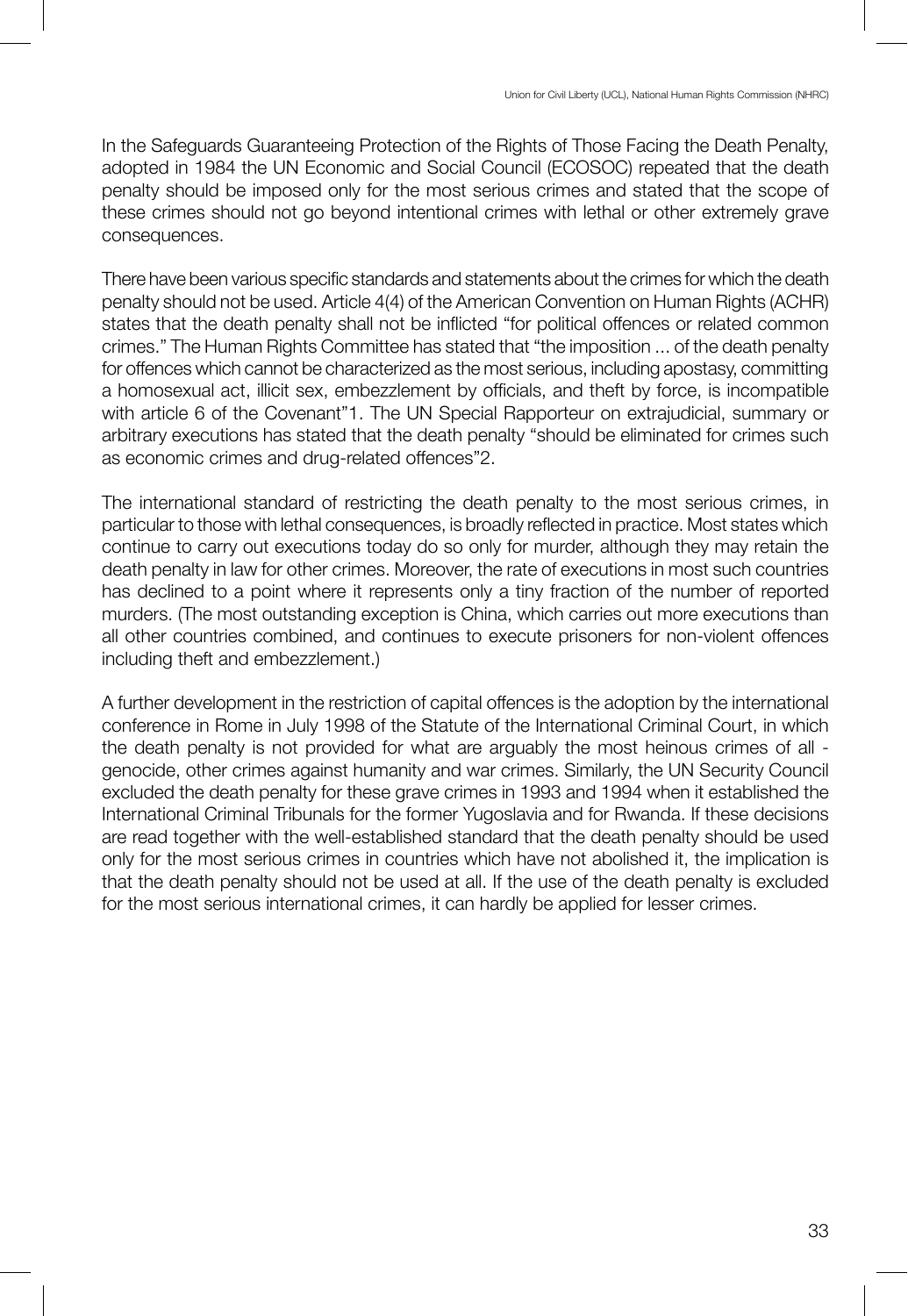In the Safeguards Guaranteeing Protection of the Rights of Those Facing the Death Penalty, adopted in 1984 the UN Economic and Social Council (ECOSOC) repeated that the death penalty should be imposed only for the most serious crimes and stated that the scope of these crimes should not go beyond intentional crimes with lethal or other extremely grave consequences.

There have been various specific standards and statements about the crimes for which the death penalty should not be used. Article 4(4) of the American Convention on Human Rights (ACHR) states that the death penalty shall not be inflicted "for political offences or related common crimes." The Human Rights Committee has stated that "the imposition ... of the death penalty for offences which cannot be characterized as the most serious, including apostasy, committing a homosexual act, illicit sex, embezzlement by officials, and theft by force, is incompatible with article 6 of the Covenant"[1]. The UN Special Rapporteur on extrajudicial, summary or arbitrary executions has stated that the death penalty "should be eliminated for crimes such as economic crimes and drug-related offences"[2].

The international standard of restricting the death penalty to the most serious crimes, in particular to those with lethal consequences, is broadly reflected in practice. Most states which continue to carry out executions today do so only for murder, although they may retain the death penalty in law for other crimes. Moreover, the rate of executions in most such countries has declined to a point where it represents only a tiny fraction of the number of reported murders. (The most outstanding exception is China, which carries out more executions than all other countries combined, and continues to execute prisoners for non-violent offences including theft and embezzlement.)

A further development in the restriction of capital offences is the adoption by the international conference in Rome in July 1998 of the Statute of the International Criminal Court, in which the death penalty is not provided for what are arguably the most heinous crimes of all - genocide, other crimes against humanity and war crimes. Similarly, the UN Security Council excluded the death penalty for these grave crimes in 1993 and 1994 when it established the International Criminal Tribunals for the former Yugoslavia and for Rwanda. If these decisions are read together with the well-established standard that the death penalty should be used only for the most serious crimes in countries which have not abolished it, the implication is that the death penalty should not be used at all. If the use of the death penalty is excluded for the most serious international crimes, it can hardly be applied for lesser crimes.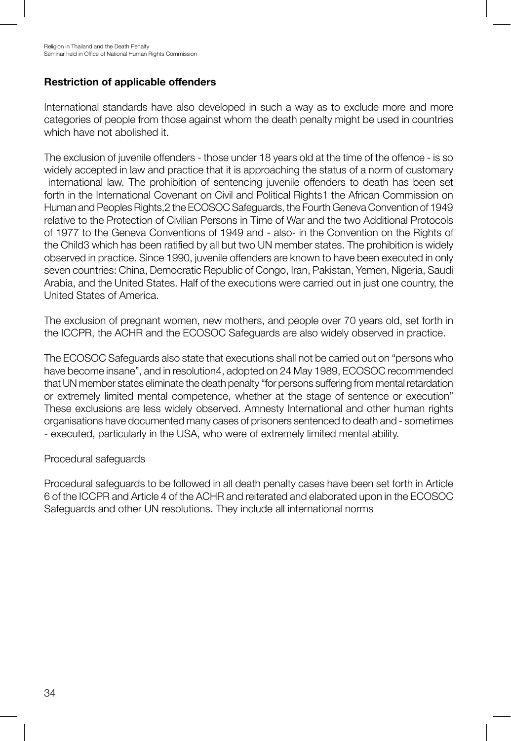**Restriction of applicable offenders**

International standards have also developed in such a way as to exclude more and more categories of people from those against whom the death penalty might be used in countries which have not abolished it.

The exclusion of juvenile offenders - those under 18 years old at the time of the offence - is so widely accepted in law and practice that it is approaching the status of a norm of customary international law. The prohibition of sentencing juvenile offenders to death has been set forth in the International Covenant on Civil and Political Rights[1] the African Commission on Human and Peoples Rights,[2] the ECOSOC Safeguards, the Fourth Geneva Convention of 1949 relative to the Protection of Civilian Persons in Time of War and the two Additional Protocols of 1977 to the Geneva Conventions of 1949 and - also- in the Convention on the Rights of the Child[3] which has been ratified by all but two UN member states. The prohibition is widely observed in practice. Since 1990, juvenile offenders are known to have been executed in only seven countries: China, Democratic Republic of Congo, Iran, Pakistan, Yemen, Nigeria, Saudi Arabia, and the United States. Half of the executions were carried out in just one country, the United States of America.

The exclusion of pregnant women, new mothers, and people over 70 years old, set forth in the ICCPR, the ACHR and the ECOSOC Safeguards are also widely observed in practice.

The ECOSOC Safeguards also state that executions shall not be carried out on "persons who have become insane", and in resolution[4], adopted on 24 May 1989, ECOSOC recommended that UN member states eliminate the death penalty "for persons suffering from mental retardation or extremely limited mental competence, whether at the stage of sentence or execution" These exclusions are less widely observed. Amnesty International and other human rights organisations have documented many cases of prisoners sentenced to death and - sometimes - executed, particularly in the USA, who were of extremely limited mental ability.

Procedural safeguards

Procedural safeguards to be followed in all death penalty cases have been set forth in Article 6 of the ICCPR and Article 4 of the ACHR and reiterated and elaborated upon in the ECOSOC Safeguards and other UN resolutions. They include all international norms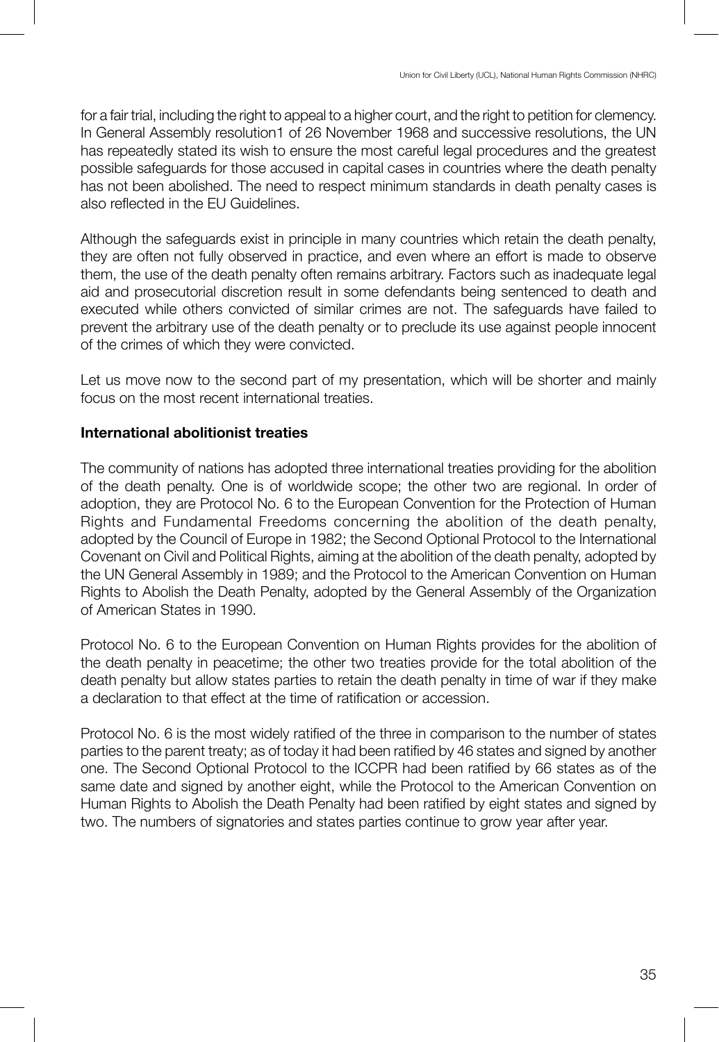for a fair trial, including the right to appeal to a higher court, and the right to petition for clemency. In General Assembly resolution1 of 26 November 1968 and successive resolutions, the UN has repeatedly stated its wish to ensure the most careful legal procedures and the greatest possible safeguards for those accused in capital cases in countries where the death penalty has not been abolished. The need to respect minimum standards in death penalty cases is also reflected in the EU Guidelines.

Although the safeguards exist in principle in many countries which retain the death penalty, they are often not fully observed in practice, and even where an effort is made to observe them, the use of the death penalty often remains arbitrary. Factors such as inadequate legal aid and prosecutorial discretion result in some defendants being sentenced to death and executed while others convicted of similar crimes are not. The safeguards have failed to prevent the arbitrary use of the death penalty or to preclude its use against people innocent of the crimes of which they were convicted.

Let us move now to the second part of my presentation, which will be shorter and mainly focus on the most recent international treaties.

**International abolitionist treaties**

The community of nations has adopted three international treaties providing for the abolition of the death penalty. One is of worldwide scope; the other two are regional. In order of adoption, they are Protocol No. 6 to the European Convention for the Protection of Human Rights and Fundamental Freedoms concerning the abolition of the death penalty, adopted by the Council of Europe in 1982; the Second Optional Protocol to the International Covenant on Civil and Political Rights, aiming at the abolition of the death penalty, adopted by the UN General Assembly in 1989; and the Protocol to the American Convention on Human Rights to Abolish the Death Penalty, adopted by the General Assembly of the Organization of American States in 1990.

Protocol No. 6 to the European Convention on Human Rights provides for the abolition of the death penalty in peacetime; the other two treaties provide for the total abolition of the death penalty but allow states parties to retain the death penalty in time of war if they make a declaration to that effect at the time of ratification or accession.

Protocol No. 6 is the most widely ratified of the three in comparison to the number of states parties to the parent treaty; as of today it had been ratified by 46 states and signed by another one. The Second Optional Protocol to the ICCPR had been ratified by 66 states as of the same date and signed by another eight, while the Protocol to the American Convention on Human Rights to Abolish the Death Penalty had been ratified by eight states and signed by two. The numbers of signatories and states parties continue to grow year after year.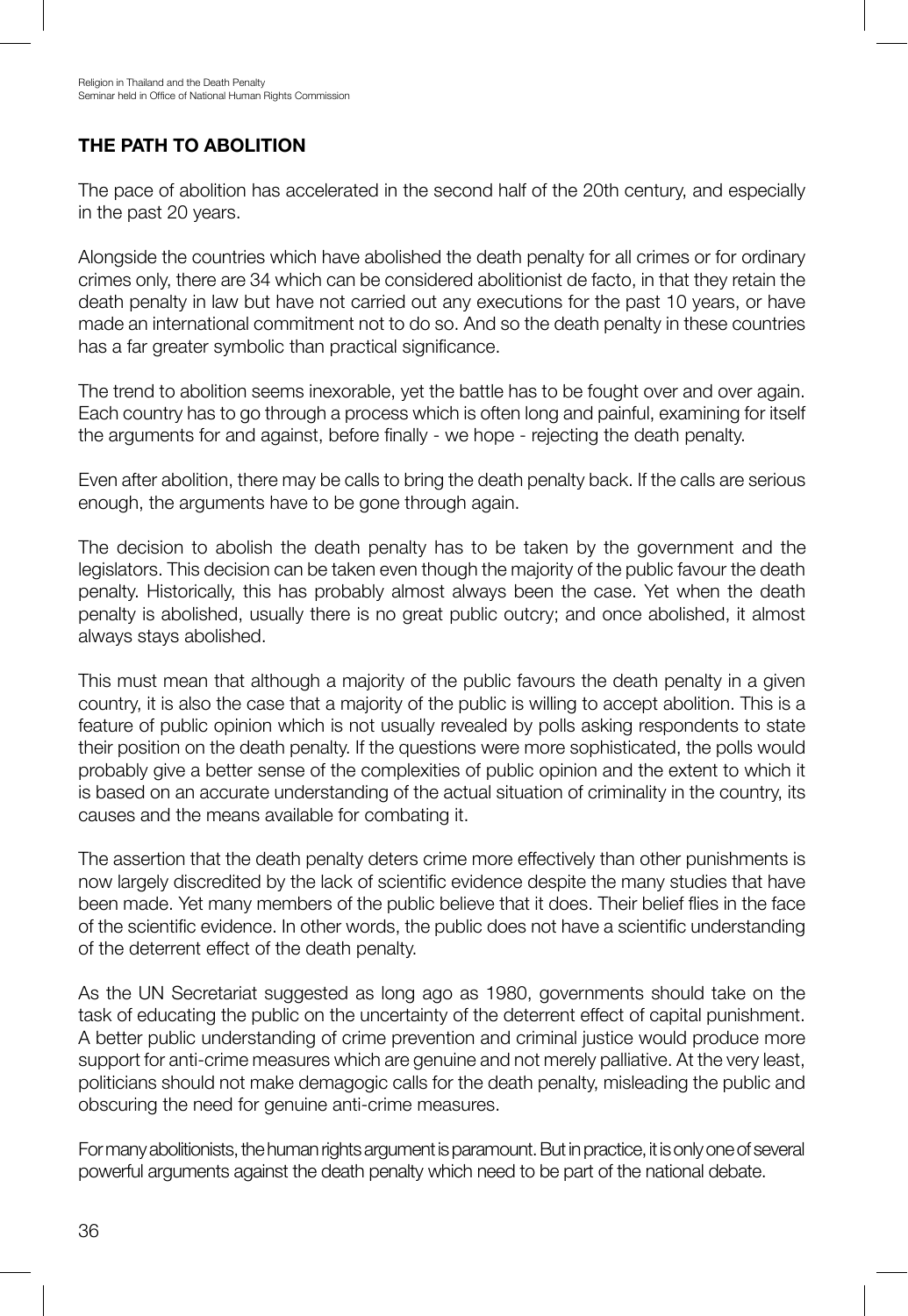## THE PATH TO ABOLITION

The pace of abolition has accelerated in the second half of the 20th century, and especially in the past 20 years.

Alongside the countries which have abolished the death penalty for all crimes or for ordinary crimes only, there are 34 which can be considered abolitionist de facto, in that they retain the death penalty in law but have not carried out any executions for the past 10 years, or have made an international commitment not to do so. And so the death penalty in these countries has a far greater symbolic than practical significance.

The trend to abolition seems inexorable, yet the battle has to be fought over and over again. Each country has to go through a process which is often long and painful, examining for itself the arguments for and against, before finally - we hope - rejecting the death penalty.

Even after abolition, there may be calls to bring the death penalty back. If the calls are serious enough, the arguments have to be gone through again.

The decision to abolish the death penalty has to be taken by the government and the legislators. This decision can be taken even though the majority of the public favour the death penalty. Historically, this has probably almost always been the case. Yet when the death penalty is abolished, usually there is no great public outcry; and once abolished, it almost always stays abolished.

This must mean that although a majority of the public favours the death penalty in a given country, it is also the case that a majority of the public is willing to accept abolition. This is a feature of public opinion which is not usually revealed by polls asking respondents to state their position on the death penalty. If the questions were more sophisticated, the polls would probably give a better sense of the complexities of public opinion and the extent to which it is based on an accurate understanding of the actual situation of criminality in the country, its causes and the means available for combating it.

The assertion that the death penalty deters crime more effectively than other punishments is now largely discredited by the lack of scientific evidence despite the many studies that have been made. Yet many members of the public believe that it does. Their belief flies in the face of the scientific evidence. In other words, the public does not have a scientific understanding of the deterrent effect of the death penalty.

As the UN Secretariat suggested as long ago as 1980, governments should take on the task of educating the public on the uncertainty of the deterrent effect of capital punishment. A better public understanding of crime prevention and criminal justice would produce more support for anti-crime measures which are genuine and not merely palliative. At the very least, politicians should not make demagogic calls for the death penalty, misleading the public and obscuring the need for genuine anti-crime measures.

For many abolitionists, the human rights argument is paramount. But in practice, it is only one of several powerful arguments against the death penalty which need to be part of the national debate.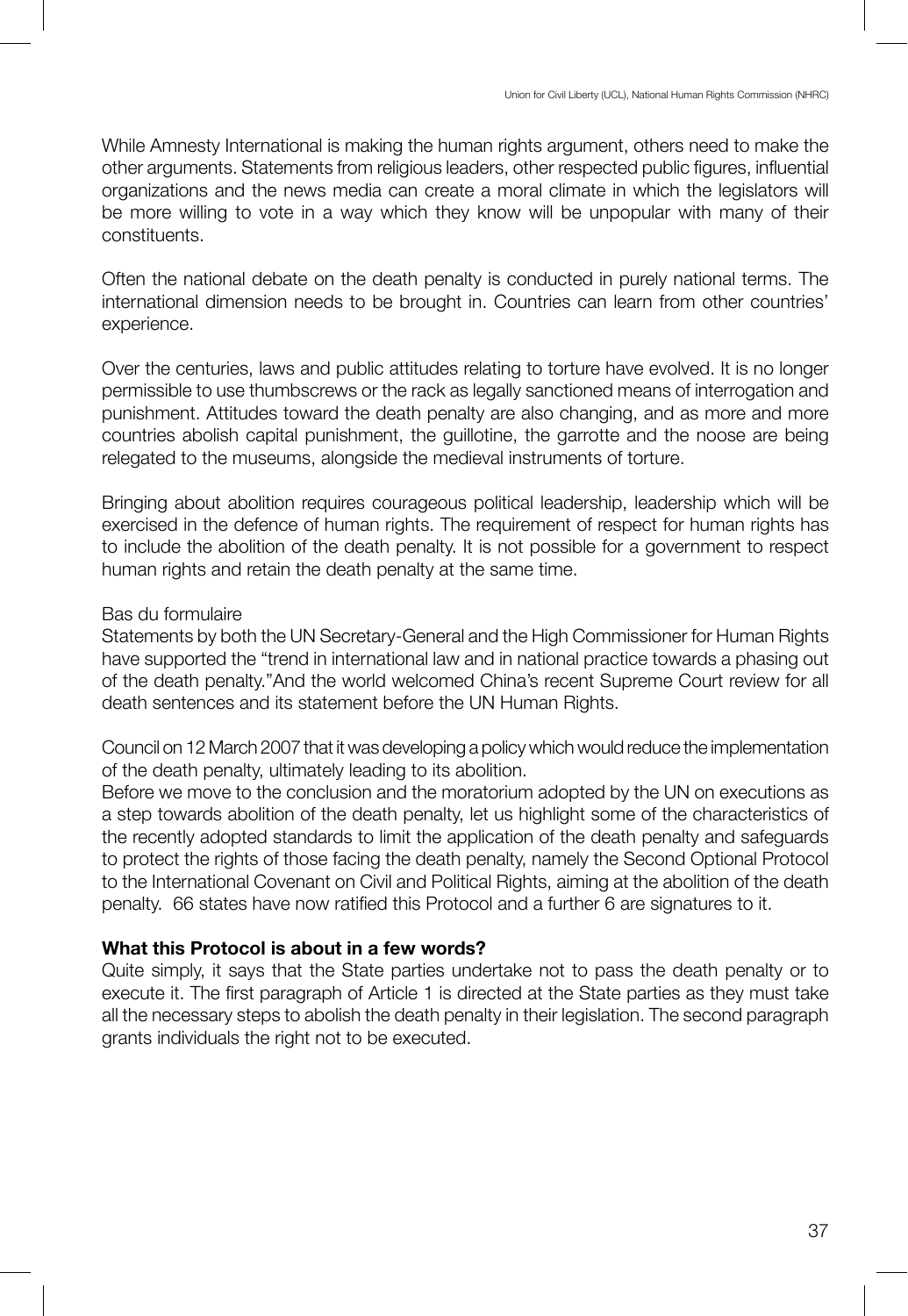While Amnesty International is making the human rights argument, others need to make the other arguments. Statements from religious leaders, other respected public figures, influential organizations and the news media can create a moral climate in which the legislators will be more willing to vote in a way which they know will be unpopular with many of their constituents.

Often the national debate on the death penalty is conducted in purely national terms. The international dimension needs to be brought in. Countries can learn from other countries' experience.

Over the centuries, laws and public attitudes relating to torture have evolved. It is no longer permissible to use thumbscrews or the rack as legally sanctioned means of interrogation and punishment. Attitudes toward the death penalty are also changing, and as more and more countries abolish capital punishment, the guillotine, the garrotte and the noose are being relegated to the museums, alongside the medieval instruments of torture.

Bringing about abolition requires courageous political leadership, leadership which will be exercised in the defence of human rights. The requirement of respect for human rights has to include the abolition of the death penalty. It is not possible for a government to respect human rights and retain the death penalty at the same time.

Bas du formulaire

Statements by both the UN Secretary-General and the High Commissioner for Human Rights have supported the "trend in international law and in national practice towards a phasing out of the death penalty."And the world welcomed China's recent Supreme Court review for all death sentences and its statement before the UN Human Rights.

Council on 12 March 2007 that it was developing a policy which would reduce the implementation of the death penalty, ultimately leading to its abolition.

Before we move to the conclusion and the moratorium adopted by the UN on executions as a step towards abolition of the death penalty, let us highlight some of the characteristics of the recently adopted standards to limit the application of the death penalty and safeguards to protect the rights of those facing the death penalty, namely the Second Optional Protocol to the International Covenant on Civil and Political Rights, aiming at the abolition of the death penalty. 66 states have now ratified this Protocol and a further 6 are signatures to it.

**What this Protocol is about in a few words?**

Quite simply, it says that the State parties undertake not to pass the death penalty or to execute it. The first paragraph of Article 1 is directed at the State parties as they must take all the necessary steps to abolish the death penalty in their legislation. The second paragraph grants individuals the right not to be executed.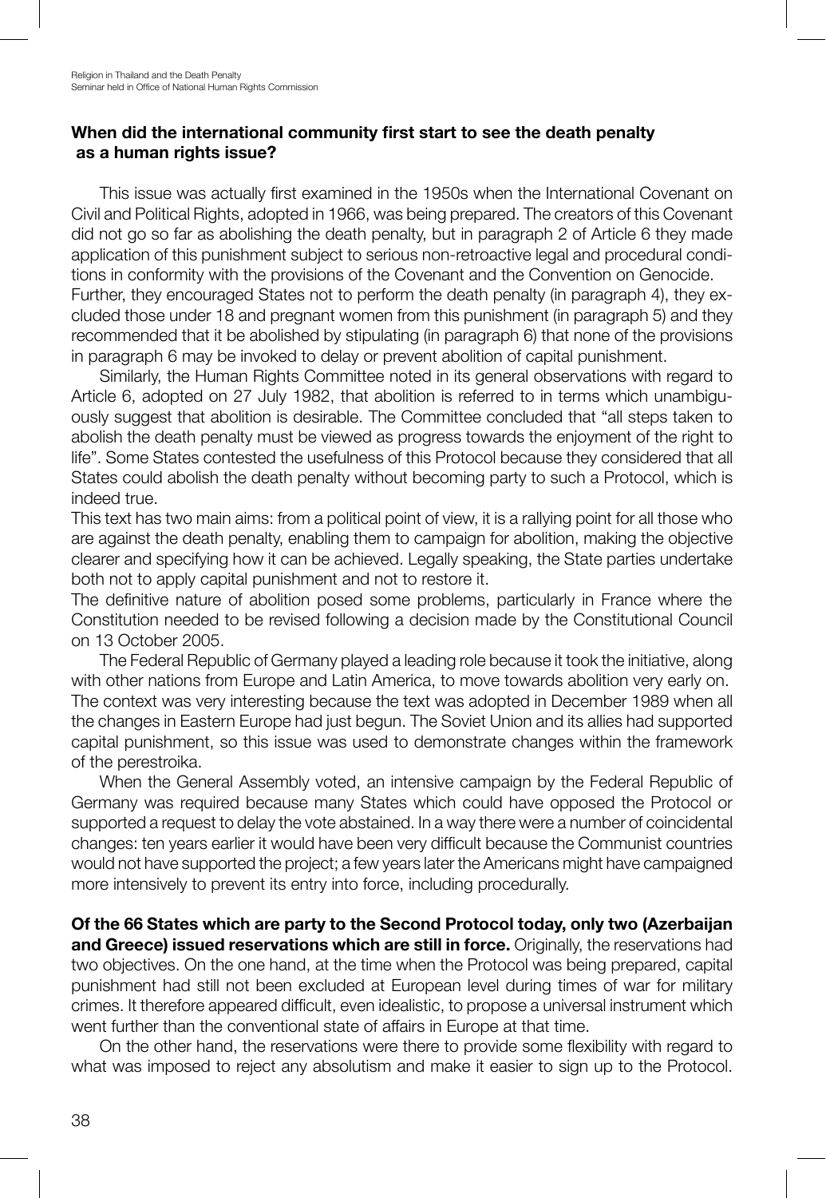**When did the international community first start to see the death penalty as a human rights issue?**

This issue was actually first examined in the 1950s when the International Covenant on Civil and Political Rights, adopted in 1966, was being prepared. The creators of this Covenant did not go so far as abolishing the death penalty, but in paragraph 2 of Article 6 they made application of this punishment subject to serious non-retroactive legal and procedural conditions in conformity with the provisions of the Covenant and the Convention on Genocide. Further, they encouraged States not to perform the death penalty (in paragraph 4), they excluded those under 18 and pregnant women from this punishment (in paragraph 5) and they recommended that it be abolished by stipulating (in paragraph 6) that none of the provisions in paragraph 6 may be invoked to delay or prevent abolition of capital punishment.

Similarly, the Human Rights Committee noted in its general observations with regard to Article 6, adopted on 27 July 1982, that abolition is referred to in terms which unambiguously suggest that abolition is desirable. The Committee concluded that "all steps taken to abolish the death penalty must be viewed as progress towards the enjoyment of the right to life". Some States contested the usefulness of this Protocol because they considered that all States could abolish the death penalty without becoming party to such a Protocol, which is indeed true.

This text has two main aims: from a political point of view, it is a rallying point for all those who are against the death penalty, enabling them to campaign for abolition, making the objective clearer and specifying how it can be achieved. Legally speaking, the State parties undertake both not to apply capital punishment and not to restore it.

The definitive nature of abolition posed some problems, particularly in France where the Constitution needed to be revised following a decision made by the Constitutional Council on 13 October 2005.

The Federal Republic of Germany played a leading role because it took the initiative, along with other nations from Europe and Latin America, to move towards abolition very early on. The context was very interesting because the text was adopted in December 1989 when all the changes in Eastern Europe had just begun. The Soviet Union and its allies had supported capital punishment, so this issue was used to demonstrate changes within the framework of the perestroika.

When the General Assembly voted, an intensive campaign by the Federal Republic of Germany was required because many States which could have opposed the Protocol or supported a request to delay the vote abstained. In a way there were a number of coincidental changes: ten years earlier it would have been very difficult because the Communist countries would not have supported the project; a few years later the Americans might have campaigned more intensively to prevent its entry into force, including procedurally.

**Of the 66 States which are party to the Second Protocol today, only two (Azerbaijan and Greece) issued reservations which are still in force.** Originally, the reservations had two objectives. On the one hand, at the time when the Protocol was being prepared, capital punishment had still not been excluded at European level during times of war for military crimes. It therefore appeared difficult, even idealistic, to propose a universal instrument which went further than the conventional state of affairs in Europe at that time.

On the other hand, the reservations were there to provide some flexibility with regard to what was imposed to reject any absolutism and make it easier to sign up to the Protocol.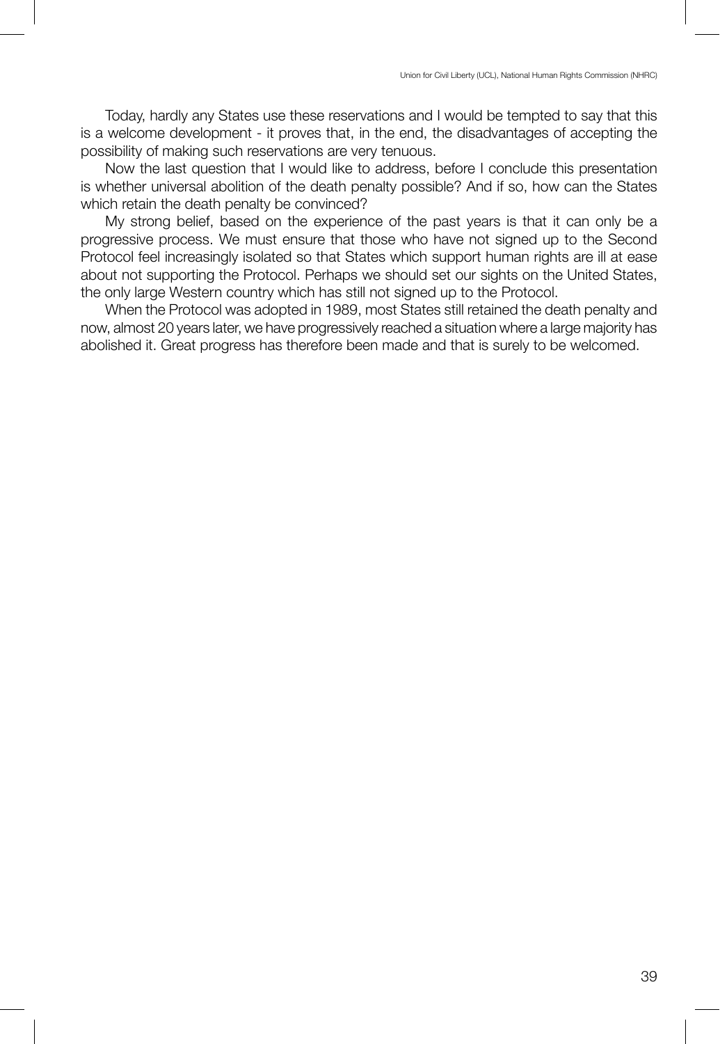Today, hardly any States use these reservations and I would be tempted to say that this is a welcome development - it proves that, in the end, the disadvantages of accepting the possibility of making such reservations are very tenuous.

Now the last question that I would like to address, before I conclude this presentation is whether universal abolition of the death penalty possible? And if so, how can the States which retain the death penalty be convinced?

My strong belief, based on the experience of the past years is that it can only be a progressive process. We must ensure that those who have not signed up to the Second Protocol feel increasingly isolated so that States which support human rights are ill at ease about not supporting the Protocol. Perhaps we should set our sights on the United States, the only large Western country which has still not signed up to the Protocol.

When the Protocol was adopted in 1989, most States still retained the death penalty and now, almost 20 years later, we have progressively reached a situation where a large majority has abolished it. Great progress has therefore been made and that is surely to be welcomed.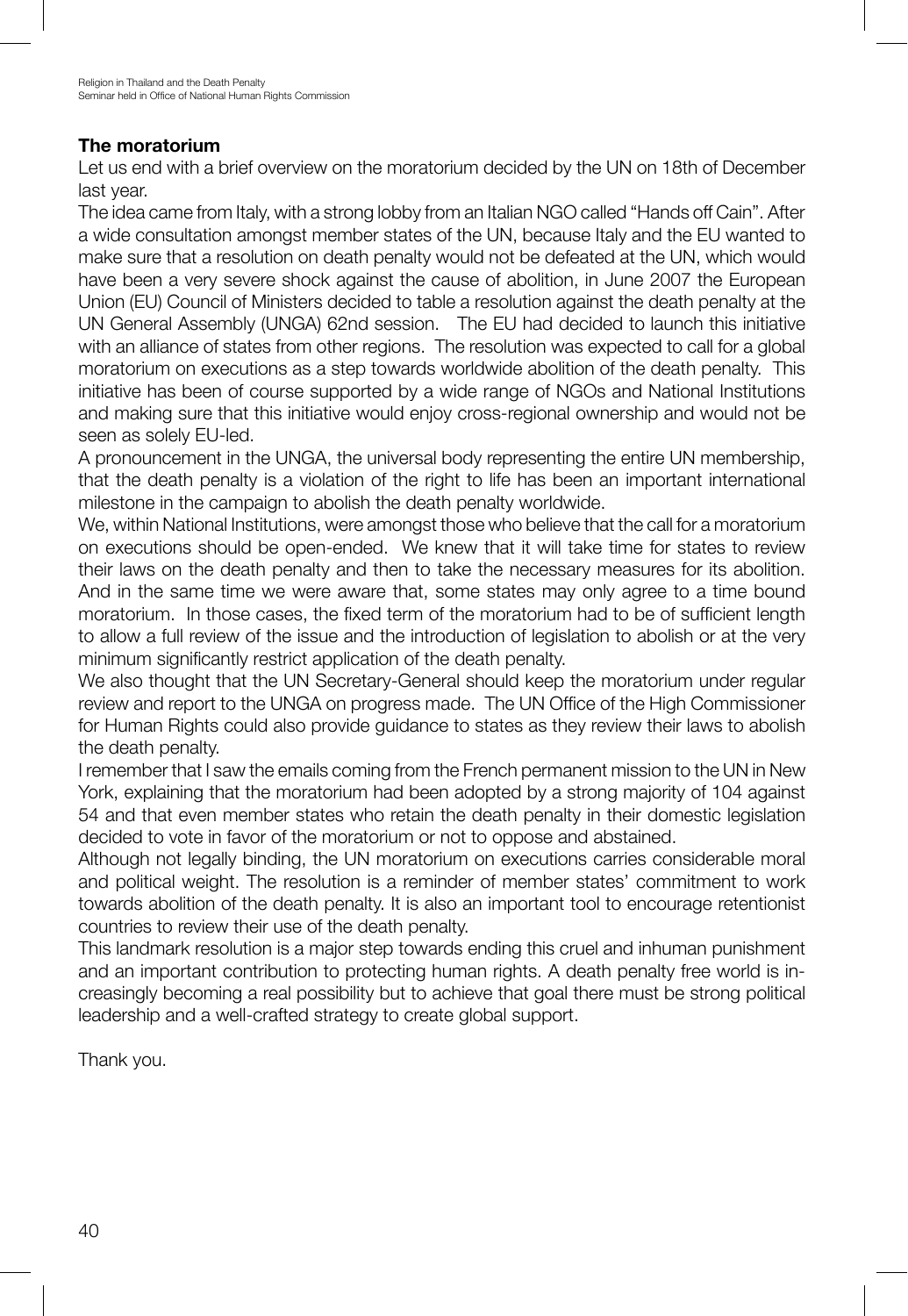## The moratorium

Let us end with a brief overview on the moratorium decided by the UN on 18th of December last year.

The idea came from Italy, with a strong lobby from an Italian NGO called "Hands off Cain". After a wide consultation amongst member states of the UN, because Italy and the EU wanted to make sure that a resolution on death penalty would not be defeated at the UN, which would have been a very severe shock against the cause of abolition, in June 2007 the European Union (EU) Council of Ministers decided to table a resolution against the death penalty at the UN General Assembly (UNGA) 62nd session. The EU had decided to launch this initiative with an alliance of states from other regions. The resolution was expected to call for a global moratorium on executions as a step towards worldwide abolition of the death penalty. This initiative has been of course supported by a wide range of NGOs and National Institutions and making sure that this initiative would enjoy cross-regional ownership and would not be seen as solely EU-led.

A pronouncement in the UNGA, the universal body representing the entire UN membership, that the death penalty is a violation of the right to life has been an important international milestone in the campaign to abolish the death penalty worldwide.

We, within National Institutions, were amongst those who believe that the call for a moratorium on executions should be open-ended. We knew that it will take time for states to review their laws on the death penalty and then to take the necessary measures for its abolition. And in the same time we were aware that, some states may only agree to a time bound moratorium. In those cases, the fixed term of the moratorium had to be of sufficient length to allow a full review of the issue and the introduction of legislation to abolish or at the very minimum significantly restrict application of the death penalty.

We also thought that the UN Secretary-General should keep the moratorium under regular review and report to the UNGA on progress made. The UN Office of the High Commissioner for Human Rights could also provide guidance to states as they review their laws to abolish the death penalty.

I remember that I saw the emails coming from the French permanent mission to the UN in New York, explaining that the moratorium had been adopted by a strong majority of 104 against 54 and that even member states who retain the death penalty in their domestic legislation decided to vote in favor of the moratorium or not to oppose and abstained.

Although not legally binding, the UN moratorium on executions carries considerable moral and political weight. The resolution is a reminder of member states' commitment to work towards abolition of the death penalty. It is also an important tool to encourage retentionist countries to review their use of the death penalty.

This landmark resolution is a major step towards ending this cruel and inhuman punishment and an important contribution to protecting human rights. A death penalty free world is increasingly becoming a real possibility but to achieve that goal there must be strong political leadership and a well-crafted strategy to create global support.

Thank you.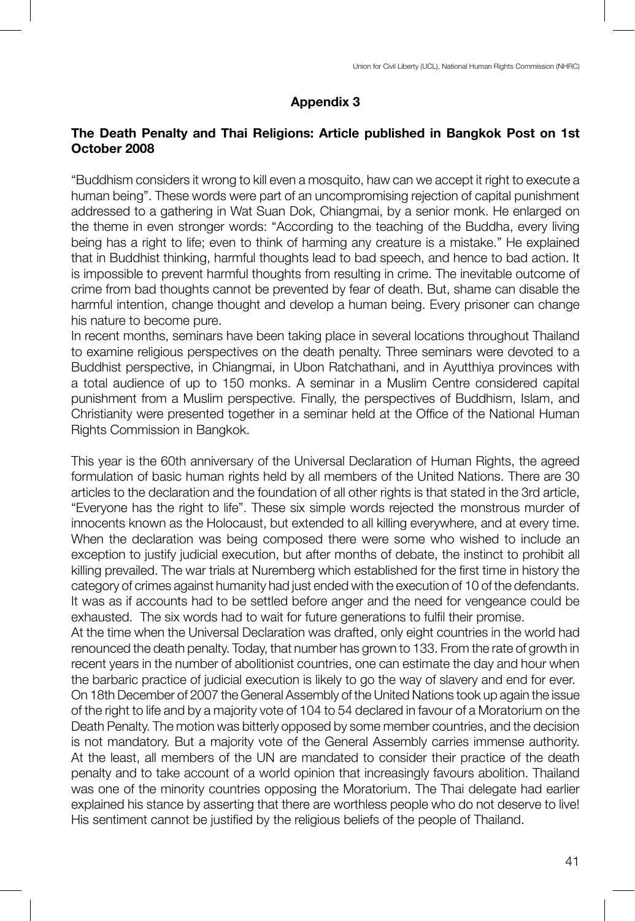## Appendix 3

### The Death Penalty and Thai Religions: Article published in Bangkok Post on 1st October 2008

"Buddhism considers it wrong to kill even a mosquito, haw can we accept it right to execute a human being". These words were part of an uncompromising rejection of capital punishment addressed to a gathering in Wat Suan Dok, Chiangmai, by a senior monk. He enlarged on the theme in even stronger words: "According to the teaching of the Buddha, every living being has a right to life; even to think of harming any creature is a mistake." He explained that in Buddhist thinking, harmful thoughts lead to bad speech, and hence to bad action. It is impossible to prevent harmful thoughts from resulting in crime. The inevitable outcome of crime from bad thoughts cannot be prevented by fear of death. But, shame can disable the harmful intention, change thought and develop a human being. Every prisoner can change his nature to become pure.

In recent months, seminars have been taking place in several locations throughout Thailand to examine religious perspectives on the death penalty. Three seminars were devoted to a Buddhist perspective, in Chiangmai, in Ubon Ratchathani, and in Ayutthiya provinces with a total audience of up to 150 monks. A seminar in a Muslim Centre considered capital punishment from a Muslim perspective. Finally, the perspectives of Buddhism, Islam, and Christianity were presented together in a seminar held at the Office of the National Human Rights Commission in Bangkok.

This year is the 60th anniversary of the Universal Declaration of Human Rights, the agreed formulation of basic human rights held by all members of the United Nations. There are 30 articles to the declaration and the foundation of all other rights is that stated in the 3rd article, "Everyone has the right to life". These six simple words rejected the monstrous murder of innocents known as the Holocaust, but extended to all killing everywhere, and at every time. When the declaration was being composed there were some who wished to include an exception to justify judicial execution, but after months of debate, the instinct to prohibit all killing prevailed. The war trials at Nuremberg which established for the first time in history the category of crimes against humanity had just ended with the execution of 10 of the defendants. It was as if accounts had to be settled before anger and the need for vengeance could be exhausted. The six words had to wait for future generations to fulfil their promise.

At the time when the Universal Declaration was drafted, only eight countries in the world had renounced the death penalty. Today, that number has grown to 133. From the rate of growth in recent years in the number of abolitionist countries, one can estimate the day and hour when the barbaric practice of judicial execution is likely to go the way of slavery and end for ever.

On 18th December of 2007 the General Assembly of the United Nations took up again the issue of the right to life and by a majority vote of 104 to 54 declared in favour of a Moratorium on the Death Penalty. The motion was bitterly opposed by some member countries, and the decision is not mandatory. But a majority vote of the General Assembly carries immense authority. At the least, all members of the UN are mandated to consider their practice of the death penalty and to take account of a world opinion that increasingly favours abolition. Thailand was one of the minority countries opposing the Moratorium. The Thai delegate had earlier explained his stance by asserting that there are worthless people who do not deserve to live! His sentiment cannot be justified by the religious beliefs of the people of Thailand.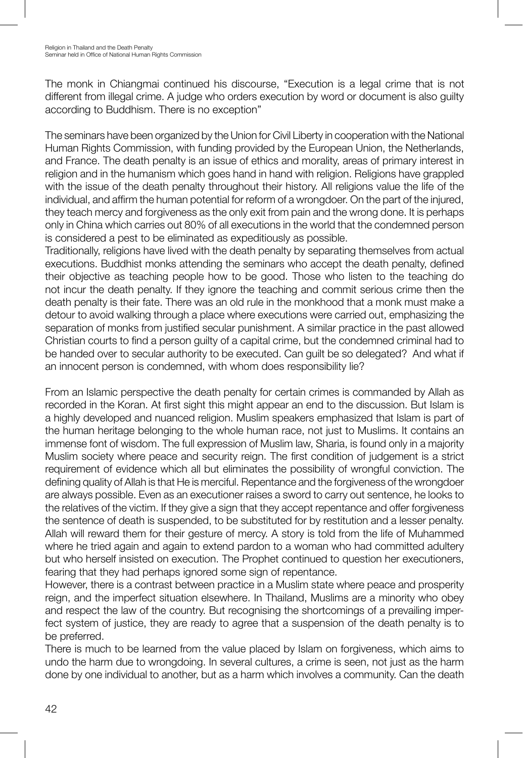The monk in Chiangmai continued his discourse, "Execution is a legal crime that is not different from illegal crime. A judge who orders execution by word or document is also guilty according to Buddhism. There is no exception"

The seminars have been organized by the Union for Civil Liberty in cooperation with the National Human Rights Commission, with funding provided by the European Union, the Netherlands, and France. The death penalty is an issue of ethics and morality, areas of primary interest in religion and in the humanism which goes hand in hand with religion. Religions have grappled with the issue of the death penalty throughout their history. All religions value the life of the individual, and affirm the human potential for reform of a wrongdoer. On the part of the injured, they teach mercy and forgiveness as the only exit from pain and the wrong done. It is perhaps only in China which carries out 80% of all executions in the world that the condemned person is considered a pest to be eliminated as expeditiously as possible.

Traditionally, religions have lived with the death penalty by separating themselves from actual executions. Buddhist monks attending the seminars who accept the death penalty, defined their objective as teaching people how to be good. Those who listen to the teaching do not incur the death penalty. If they ignore the teaching and commit serious crime then the death penalty is their fate. There was an old rule in the monkhood that a monk must make a detour to avoid walking through a place where executions were carried out, emphasizing the separation of monks from justified secular punishment. A similar practice in the past allowed Christian courts to find a person guilty of a capital crime, but the condemned criminal had to be handed over to secular authority to be executed. Can guilt be so delegated? And what if an innocent person is condemned, with whom does responsibility lie?

From an Islamic perspective the death penalty for certain crimes is commanded by Allah as recorded in the Koran. At first sight this might appear an end to the discussion. But Islam is a highly developed and nuanced religion. Muslim speakers emphasized that Islam is part of the human heritage belonging to the whole human race, not just to Muslims. It contains an immense font of wisdom. The full expression of Muslim law, Sharia, is found only in a majority Muslim society where peace and security reign. The first condition of judgement is a strict requirement of evidence which all but eliminates the possibility of wrongful conviction. The defining quality of Allah is that He is merciful. Repentance and the forgiveness of the wrongdoer are always possible. Even as an executioner raises a sword to carry out sentence, he looks to the relatives of the victim. If they give a sign that they accept repentance and offer forgiveness the sentence of death is suspended, to be substituted for by restitution and a lesser penalty. Allah will reward them for their gesture of mercy. A story is told from the life of Muhammed where he tried again and again to extend pardon to a woman who had committed adultery but who herself insisted on execution. The Prophet continued to question her executioners, fearing that they had perhaps ignored some sign of repentance.

However, there is a contrast between practice in a Muslim state where peace and prosperity reign, and the imperfect situation elsewhere. In Thailand, Muslims are a minority who obey and respect the law of the country. But recognising the shortcomings of a prevailing imperfect system of justice, they are ready to agree that a suspension of the death penalty is to be preferred.

There is much to be learned from the value placed by Islam on forgiveness, which aims to undo the harm due to wrongdoing. In several cultures, a crime is seen, not just as the harm done by one individual to another, but as a harm which involves a community. Can the death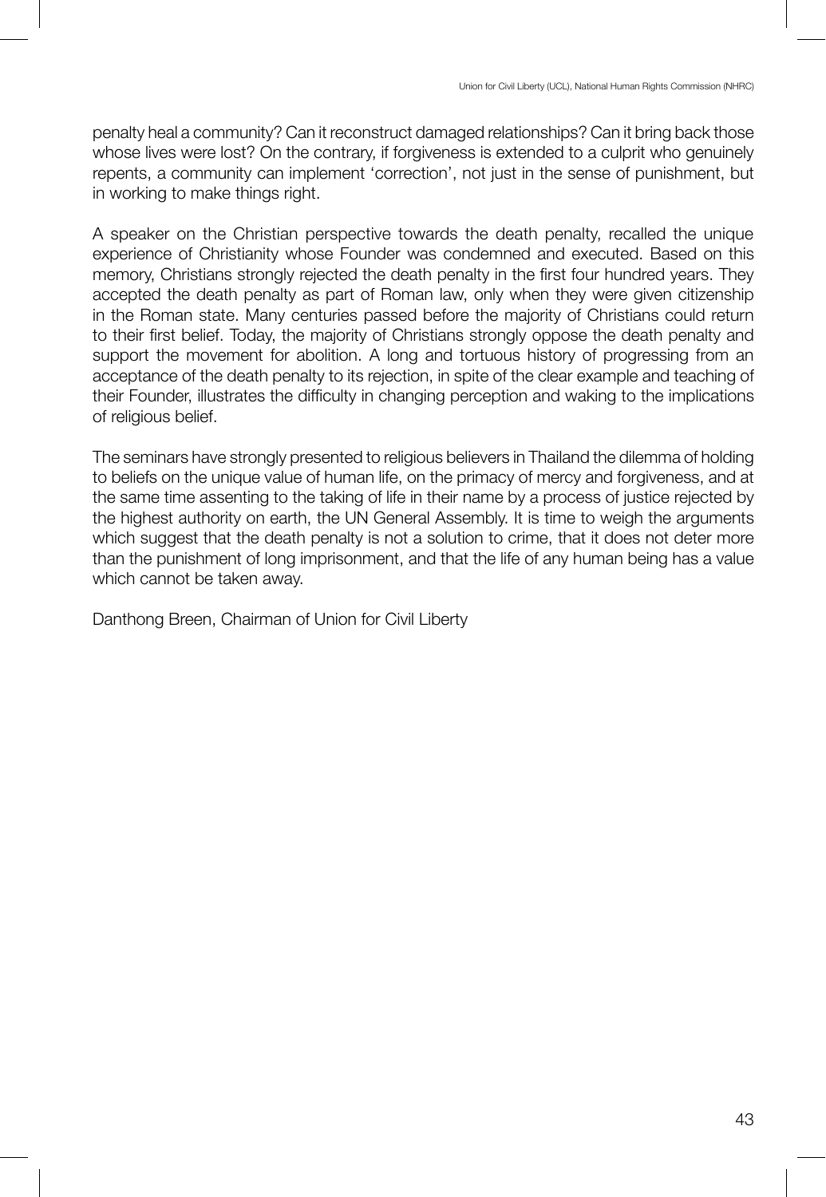penalty heal a community? Can it reconstruct damaged relationships? Can it bring back those whose lives were lost? On the contrary, if forgiveness is extended to a culprit who genuinely repents, a community can implement 'correction', not just in the sense of punishment, but in working to make things right.

A speaker on the Christian perspective towards the death penalty, recalled the unique experience of Christianity whose Founder was condemned and executed. Based on this memory, Christians strongly rejected the death penalty in the first four hundred years. They accepted the death penalty as part of Roman law, only when they were given citizenship in the Roman state. Many centuries passed before the majority of Christians could return to their first belief. Today, the majority of Christians strongly oppose the death penalty and support the movement for abolition. A long and tortuous history of progressing from an acceptance of the death penalty to its rejection, in spite of the clear example and teaching of their Founder, illustrates the difficulty in changing perception and waking to the implications of religious belief.

The seminars have strongly presented to religious believers in Thailand the dilemma of holding to beliefs on the unique value of human life, on the primacy of mercy and forgiveness, and at the same time assenting to the taking of life in their name by a process of justice rejected by the highest authority on earth, the UN General Assembly. It is time to weigh the arguments which suggest that the death penalty is not a solution to crime, that it does not deter more than the punishment of long imprisonment, and that the life of any human being has a value which cannot be taken away.

Danthong Breen, Chairman of Union for Civil Liberty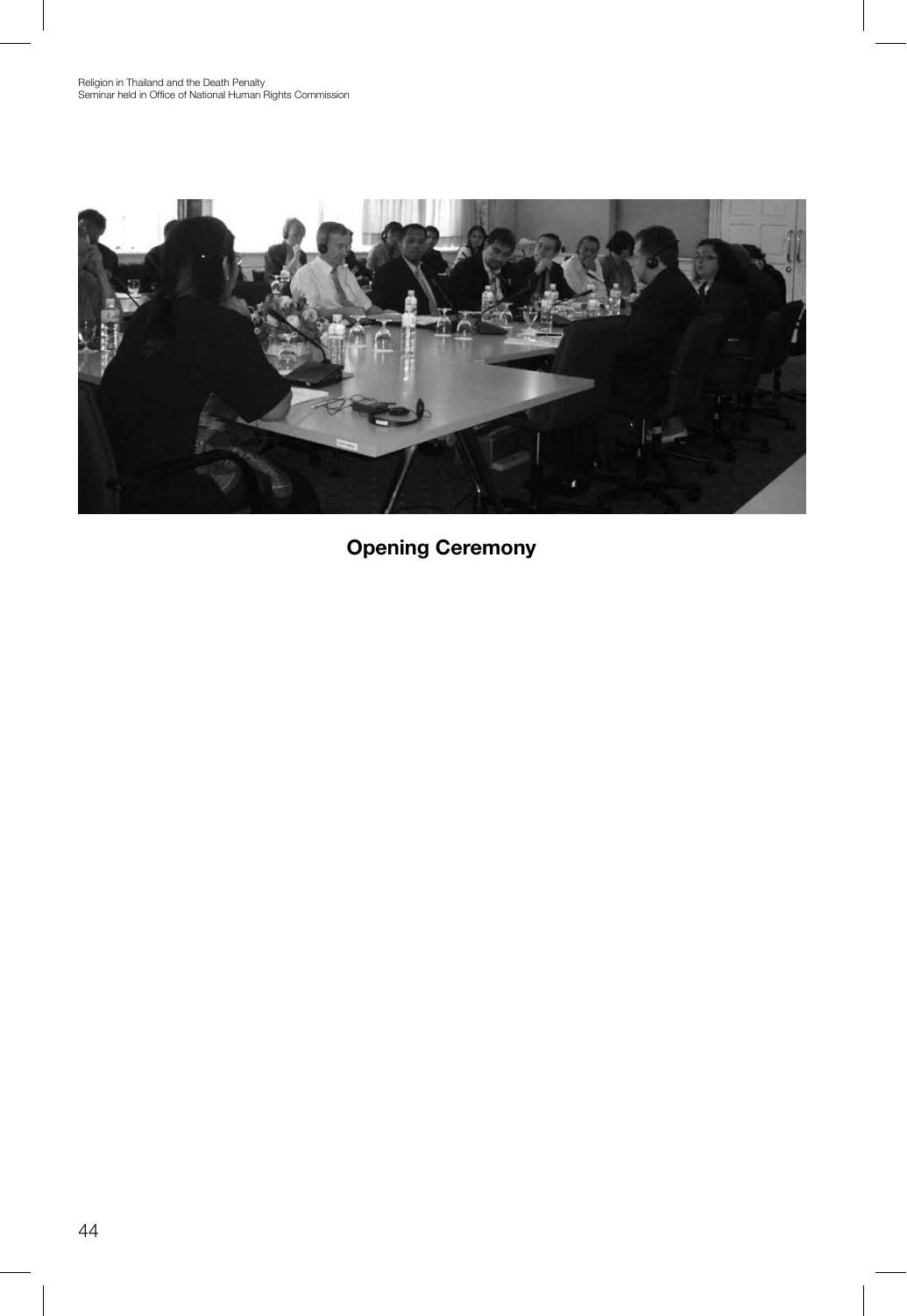**Opening Ceremony**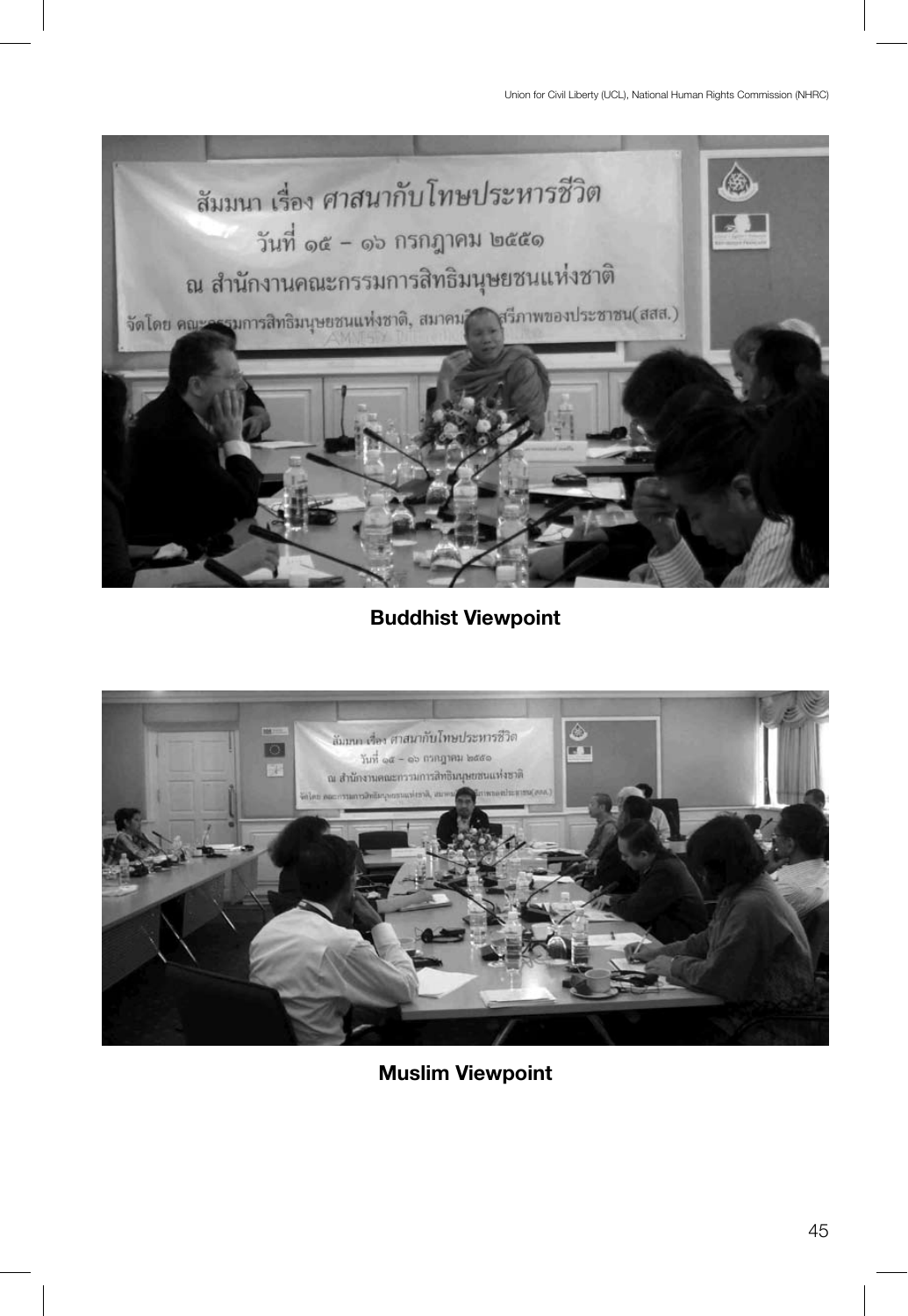**Buddhist Viewpoint**

**Muslim Viewpoint**